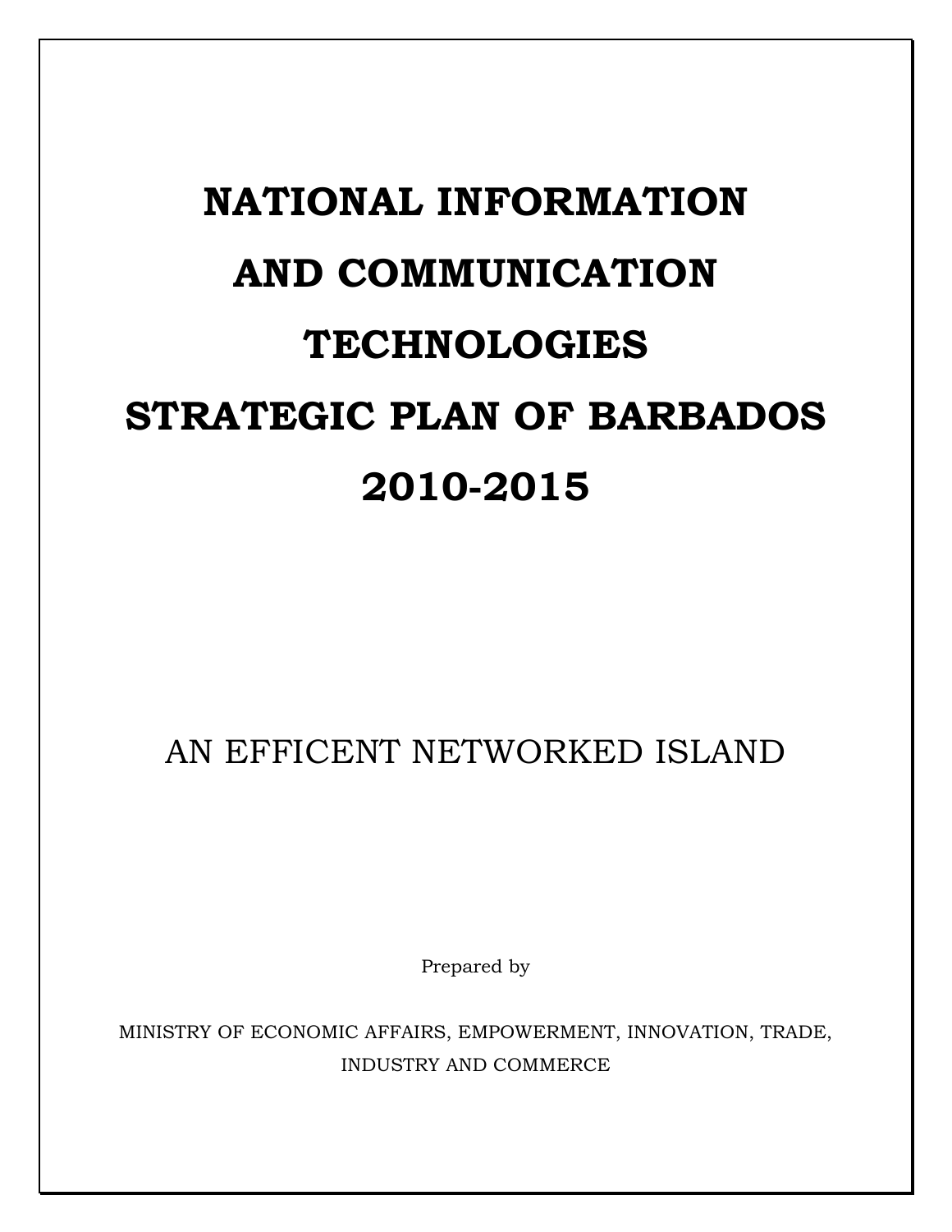# NATIONAL INFORMATION AND COMMUNICATION TECHNOLOGIES STRATEGIC PLAN OF BARBADOS 2010-2015

AN EFFICENT NETWORKED ISLAND

Prepared by

MINISTRY OF ECONOMIC AFFAIRS, EMPOWERMENT, INNOVATION, TRADE, INDUSTRY AND COMMERCE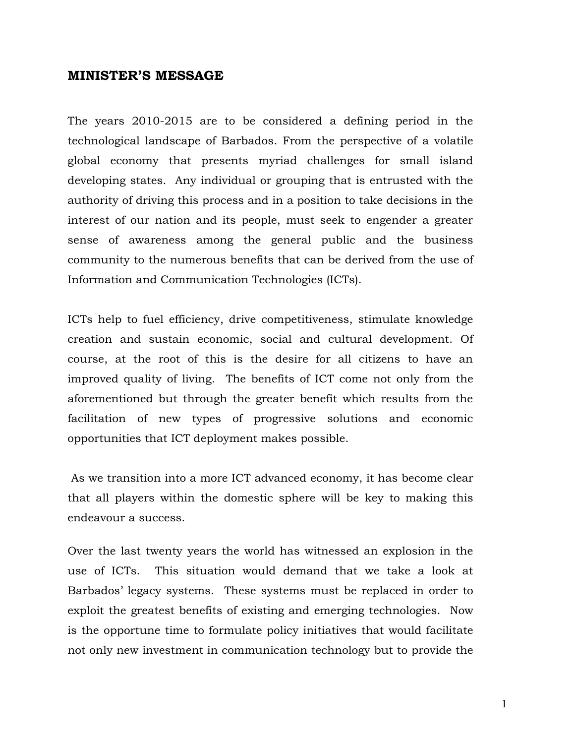## MINISTER'S MESSAGE

The years 2010-2015 are to be considered a defining period in the technological landscape of Barbados. From the perspective of a volatile global economy that presents myriad challenges for small island developing states. Any individual or grouping that is entrusted with the authority of driving this process and in a position to take decisions in the interest of our nation and its people, must seek to engender a greater sense of awareness among the general public and the business community to the numerous benefits that can be derived from the use of Information and Communication Technologies (ICTs).

ICTs help to fuel efficiency, drive competitiveness, stimulate knowledge creation and sustain economic, social and cultural development. Of course, at the root of this is the desire for all citizens to have an improved quality of living. The benefits of ICT come not only from the aforementioned but through the greater benefit which results from the facilitation of new types of progressive solutions and economic opportunities that ICT deployment makes possible.

As we transition into a more ICT advanced economy, it has become clear that all players within the domestic sphere will be key to making this endeavour a success.

Over the last twenty years the world has witnessed an explosion in the use of ICTs. This situation would demand that we take a look at Barbados' legacy systems. These systems must be replaced in order to exploit the greatest benefits of existing and emerging technologies. Now is the opportune time to formulate policy initiatives that would facilitate not only new investment in communication technology but to provide the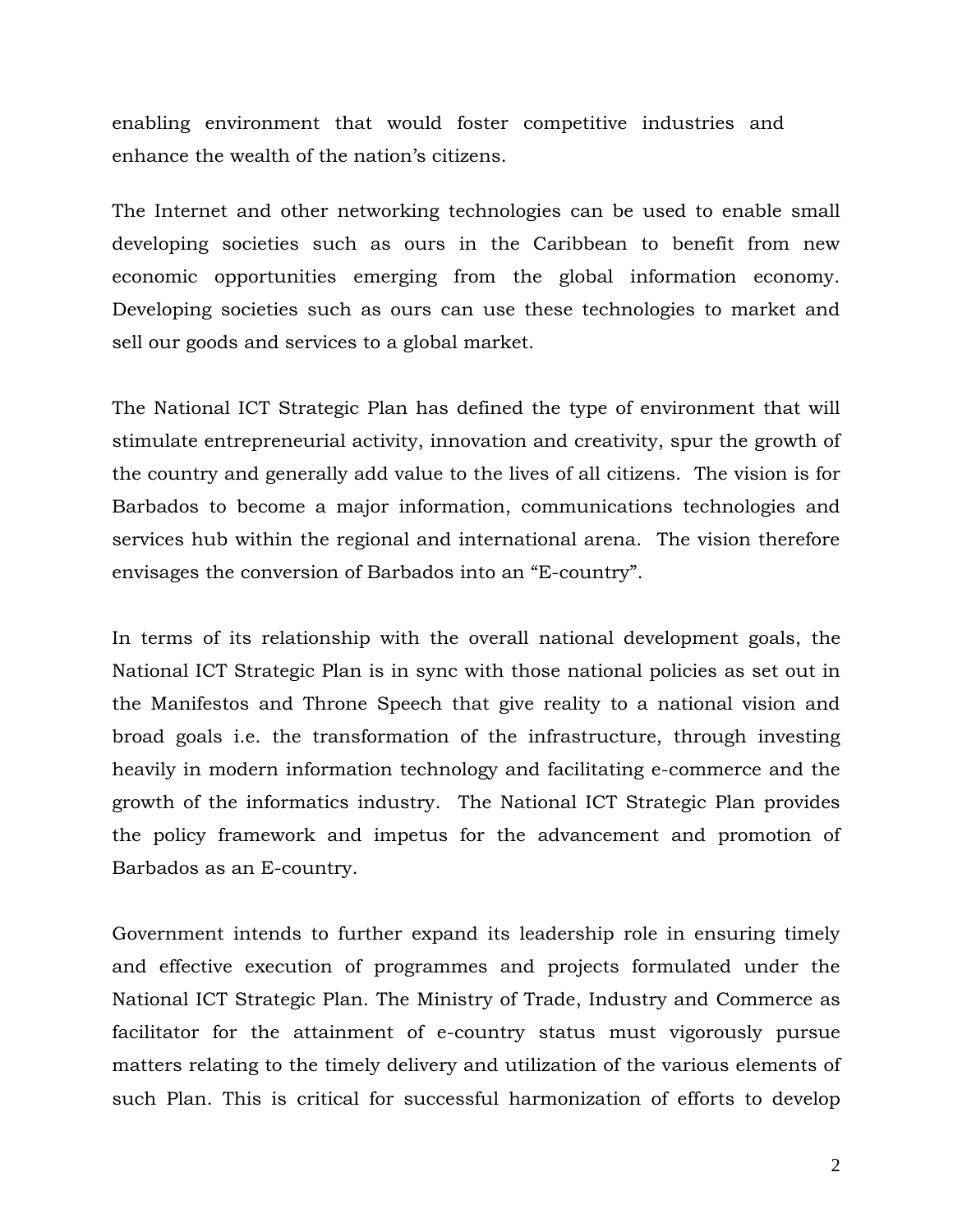enabling environment that would foster competitive industries and enhance the wealth of the nation's citizens.

The Internet and other networking technologies can be used to enable small developing societies such as ours in the Caribbean to benefit from new economic opportunities emerging from the global information economy. Developing societies such as ours can use these technologies to market and sell our goods and services to a global market.

The National ICT Strategic Plan has defined the type of environment that will stimulate entrepreneurial activity, innovation and creativity, spur the growth of the country and generally add value to the lives of all citizens. The vision is for Barbados to become a major information, communications technologies and services hub within the regional and international arena. The vision therefore envisages the conversion of Barbados into an "E-country".

In terms of its relationship with the overall national development goals, the National ICT Strategic Plan is in sync with those national policies as set out in the Manifestos and Throne Speech that give reality to a national vision and broad goals i.e. the transformation of the infrastructure, through investing heavily in modern information technology and facilitating e-commerce and the growth of the informatics industry. The National ICT Strategic Plan provides the policy framework and impetus for the advancement and promotion of Barbados as an E-country.

Government intends to further expand its leadership role in ensuring timely and effective execution of programmes and projects formulated under the National ICT Strategic Plan. The Ministry of Trade, Industry and Commerce as facilitator for the attainment of e-country status must vigorously pursue matters relating to the timely delivery and utilization of the various elements of such Plan. This is critical for successful harmonization of efforts to develop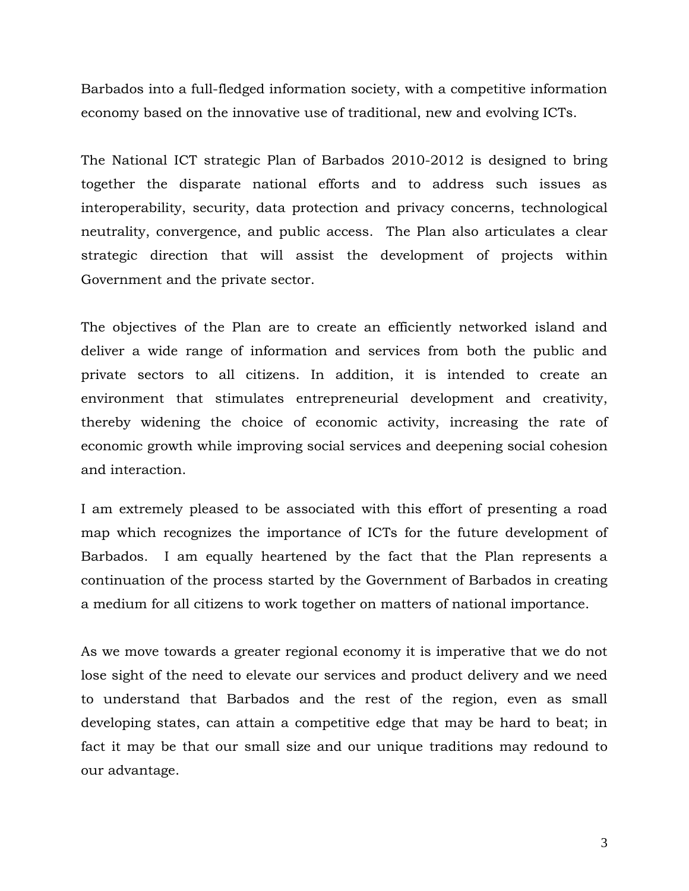Barbados into a full-fledged information society, with a competitive information economy based on the innovative use of traditional, new and evolving ICTs.

The National ICT strategic Plan of Barbados 2010-2012 is designed to bring together the disparate national efforts and to address such issues as interoperability, security, data protection and privacy concerns, technological neutrality, convergence, and public access.  The Plan also articulates a clear strategic direction that will assist the development of projects within Government and the private sector.

The objectives of the Plan are to create an efficiently networked island and deliver a wide range of information and services from both the public and private sectors to all citizens. In addition, it is intended to create an environment that stimulates entrepreneurial development and creativity, thereby widening the choice of economic activity, increasing the rate of economic growth while improving social services and deepening social cohesion and interaction.

I am extremely pleased to be associated with this effort of presenting a road map which recognizes the importance of ICTs for the future development of Barbados.  I am equally heartened by the fact that the Plan represents a continuation of the process started by the Government of Barbados in creating a medium for all citizens to work together on matters of national importance.

As we move towards a greater regional economy it is imperative that we do not lose sight of the need to elevate our services and product delivery and we need to understand that Barbados and the rest of the region, even as small developing states, can attain a competitive edge that may be hard to beat; in fact it may be that our small size and our unique traditions may redound to our advantage.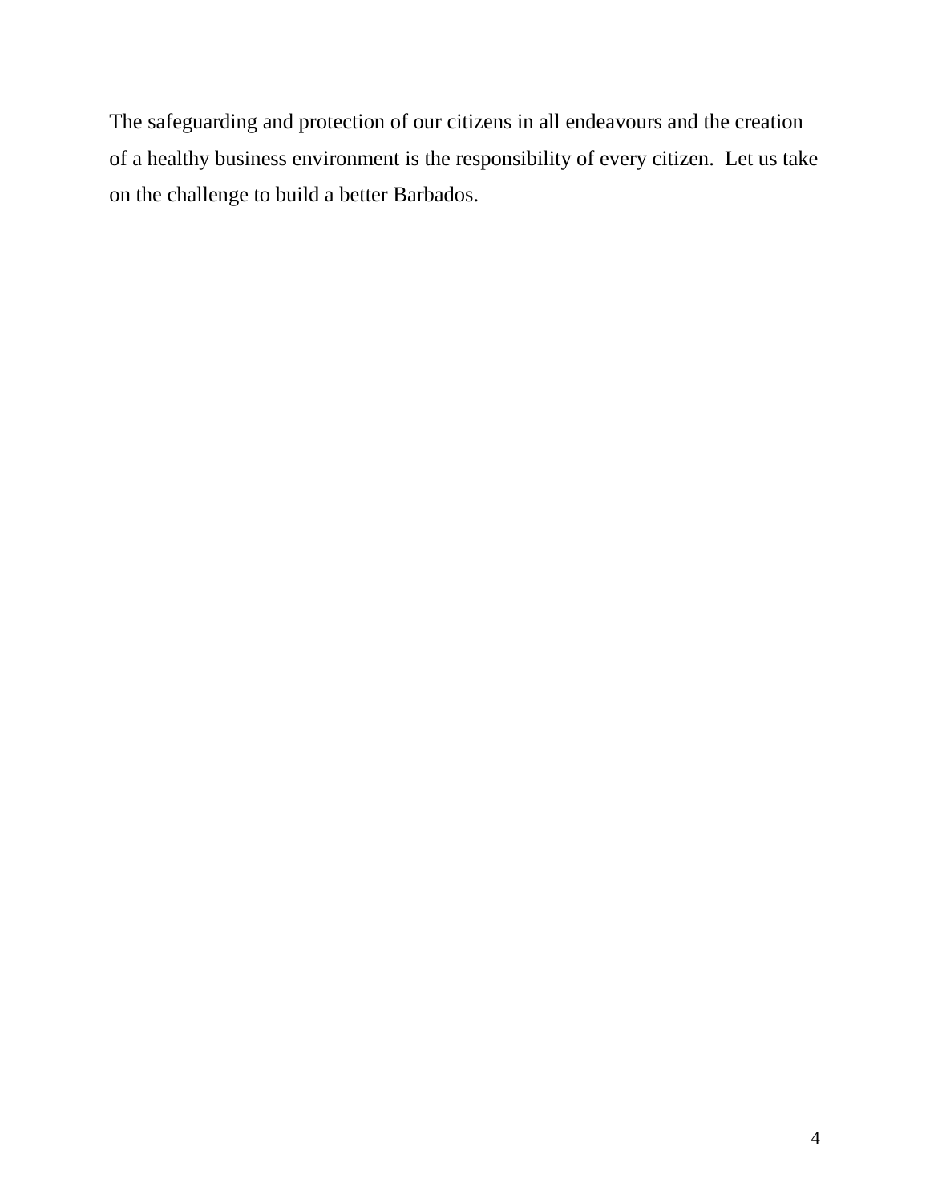The safeguarding and protection of our citizens in all endeavours and the creation of a healthy business environment is the responsibility of every citizen.  Let us take on the challenge to build a better Barbados.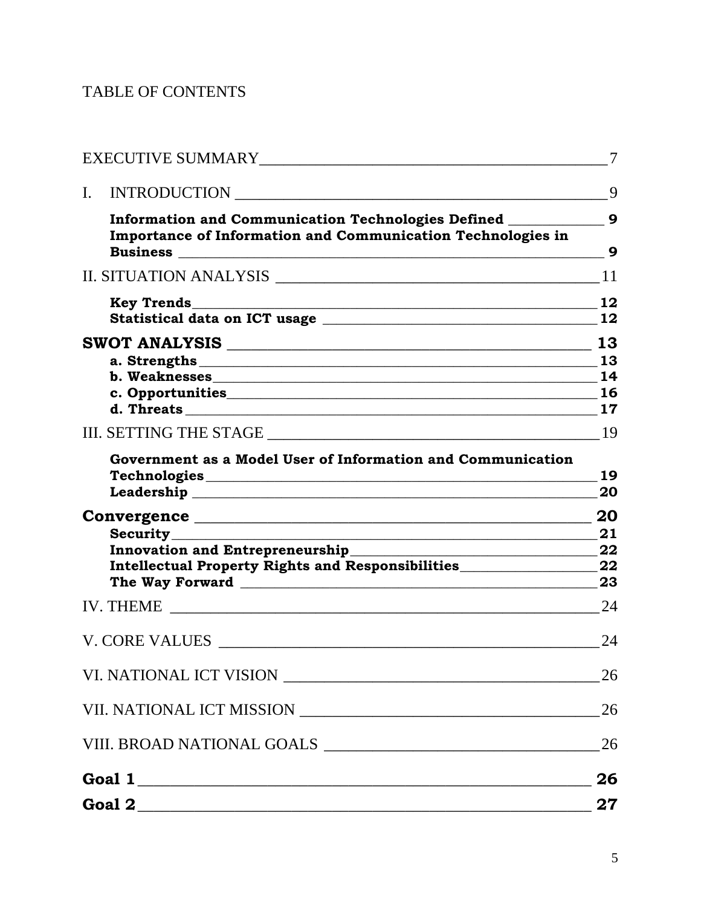TABLE OF CONTENTS

EXECUTIVE SUMMARY 7

I. INTRODUCTION 9

**Information and Communication Technologies Defined 9**
**Importance of Information and Communication Technologies in Business 9**

II. SITUATION ANALYSIS 11

**Key Trends 12**
**Statistical data on ICT usage 12**

**SWOT ANALYSIS 13**
**a. Strengths 13**
**b. Weaknesses 14**
**c. Opportunities 16**
**d. Threats 17**

III. SETTING THE STAGE 19

**Government as a Model User of Information and Communication Technologies 19**
**Leadership 20**

**Convergence 20**
**Security 21**
**Innovation and Entrepreneurship 22**
**Intellectual Property Rights and Responsibilities 22**
**The Way Forward 23**

IV. THEME 24

V. CORE VALUES 24

VI. NATIONAL ICT VISION 26

VII. NATIONAL ICT MISSION 26

VIII. BROAD NATIONAL GOALS 26

**Goal 1 26**

**Goal 2 27**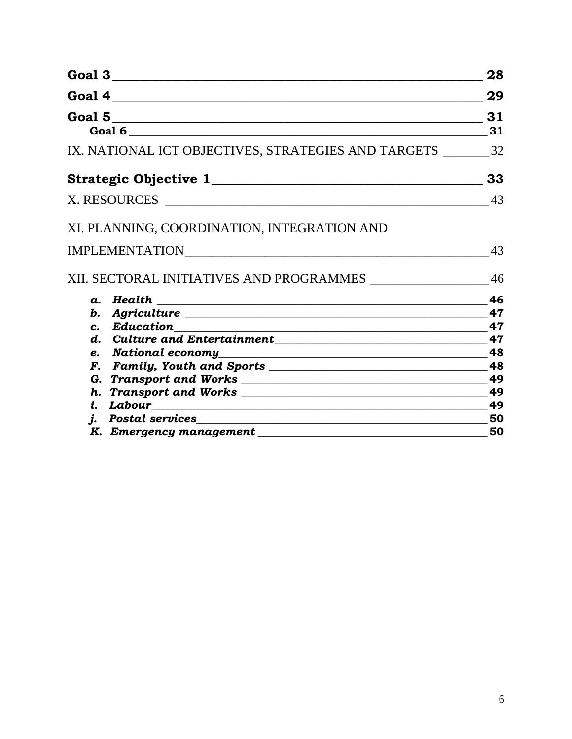**Goal 3** ______________________________________________ **28**

**Goal 4** ______________________________________________ **29**

**Goal 5** ______________________________________________ **31**

**Goal 6** ______________________________________________ **31**

IX. NATIONAL ICT OBJECTIVES, STRATEGIES AND TARGETS _______ 32

**Strategic Objective 1** ___________________________________ **33**

X. RESOURCES _____________________________________________ 43

XI. PLANNING, COORDINATION, INTEGRATION AND

IMPLEMENTATION _________________________________________ 43

XII. SECTORAL INITIATIVES AND PROGRAMMES _________________ 46

***a. Health*** _____________________________________________ **46**
***b. Agriculture*** _________________________________________ **47**
***c. Education*** __________________________________________ **47**
***d. Culture and Entertainment*** ____________________________ **47**
***e. National economy*** ____________________________________ **48**
***F. Family, Youth and Sports*** _____________________________ **48**
***G. Transport and Works*** _________________________________ **49**
***h. Transport and Works*** _________________________________ **49**
***i. Labour*** _____________________________________________ **49**
***j. Postal services*** _____________________________________ **50**
***K. Emergency management*** _______________________________ **50**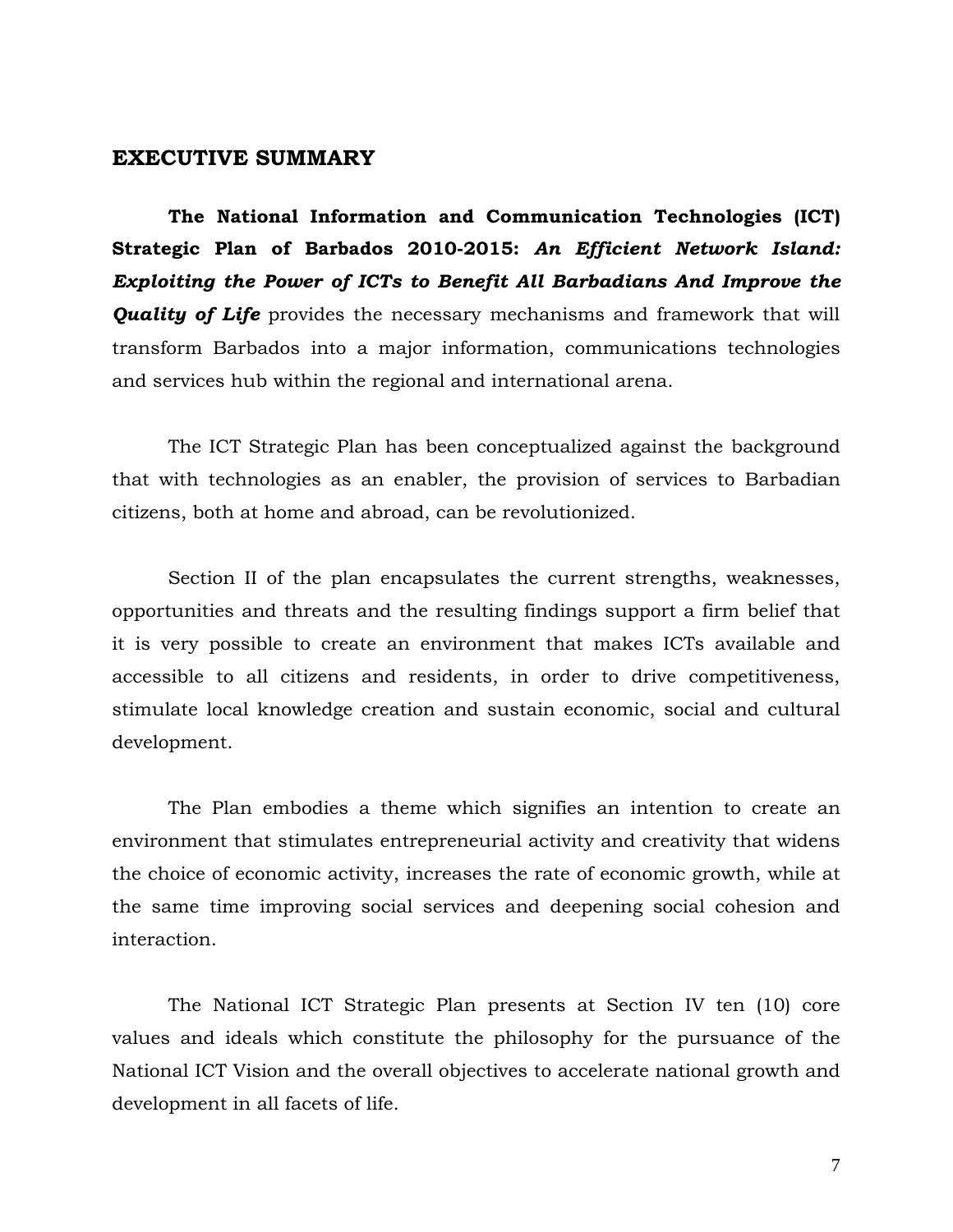## EXECUTIVE SUMMARY

**The National Information and Communication Technologies (ICT) Strategic Plan of Barbados 2010-2015:** ***An Efficient Network Island: Exploiting the Power of ICTs to Benefit All Barbadians And Improve the Quality of Life*** provides the necessary mechanisms and framework that will transform Barbados into a major information, communications technologies and services hub within the regional and international arena.

The ICT Strategic Plan has been conceptualized against the background that with technologies as an enabler, the provision of services to Barbadian citizens, both at home and abroad, can be revolutionized.

Section II of the plan encapsulates the current strengths, weaknesses, opportunities and threats and the resulting findings support a firm belief that it is very possible to create an environment that makes ICTs available and accessible to all citizens and residents, in order to drive competitiveness, stimulate local knowledge creation and sustain economic, social and cultural development.

The Plan embodies a theme which signifies an intention to create an environment that stimulates entrepreneurial activity and creativity that widens the choice of economic activity, increases the rate of economic growth, while at the same time improving social services and deepening social cohesion and interaction.

The National ICT Strategic Plan presents at Section IV ten (10) core values and ideals which constitute the philosophy for the pursuance of the National ICT Vision and the overall objectives to accelerate national growth and development in all facets of life.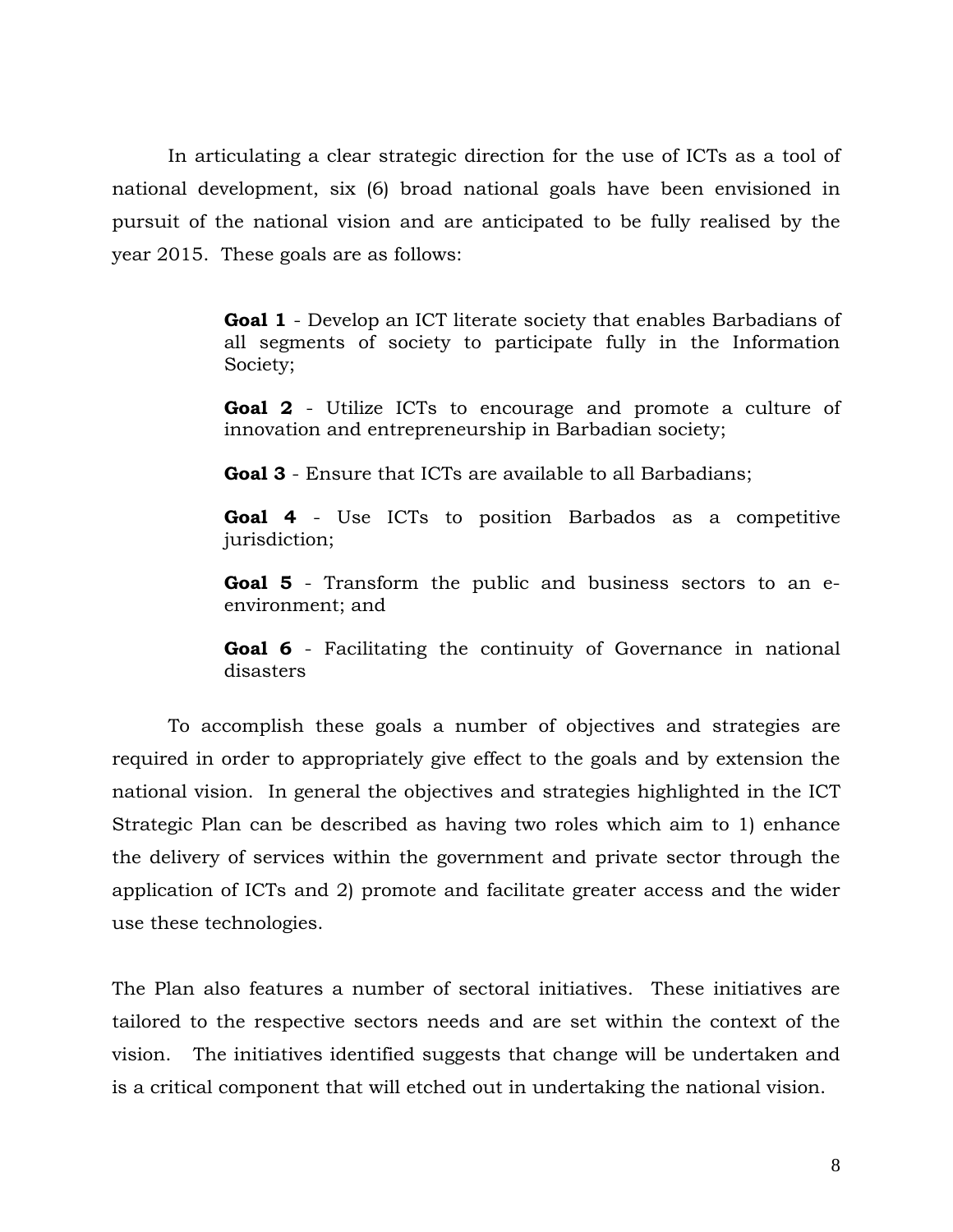In articulating a clear strategic direction for the use of ICTs as a tool of national development, six (6) broad national goals have been envisioned in pursuit of the national vision and are anticipated to be fully realised by the year 2015. These goals are as follows:

> **Goal 1** - Develop an ICT literate society that enables Barbadians of all segments of society to participate fully in the Information Society;
>
> **Goal 2** - Utilize ICTs to encourage and promote a culture of innovation and entrepreneurship in Barbadian society;
>
> **Goal 3** - Ensure that ICTs are available to all Barbadians;
>
> **Goal 4** - Use ICTs to position Barbados as a competitive jurisdiction;
>
> **Goal 5** - Transform the public and business sectors to an e-environment; and
>
> **Goal 6** - Facilitating the continuity of Governance in national disasters

To accomplish these goals a number of objectives and strategies are required in order to appropriately give effect to the goals and by extension the national vision. In general the objectives and strategies highlighted in the ICT Strategic Plan can be described as having two roles which aim to 1) enhance the delivery of services within the government and private sector through the application of ICTs and 2) promote and facilitate greater access and the wider use these technologies.

The Plan also features a number of sectoral initiatives. These initiatives are tailored to the respective sectors needs and are set within the context of the vision. The initiatives identified suggests that change will be undertaken and is a critical component that will etched out in undertaking the national vision.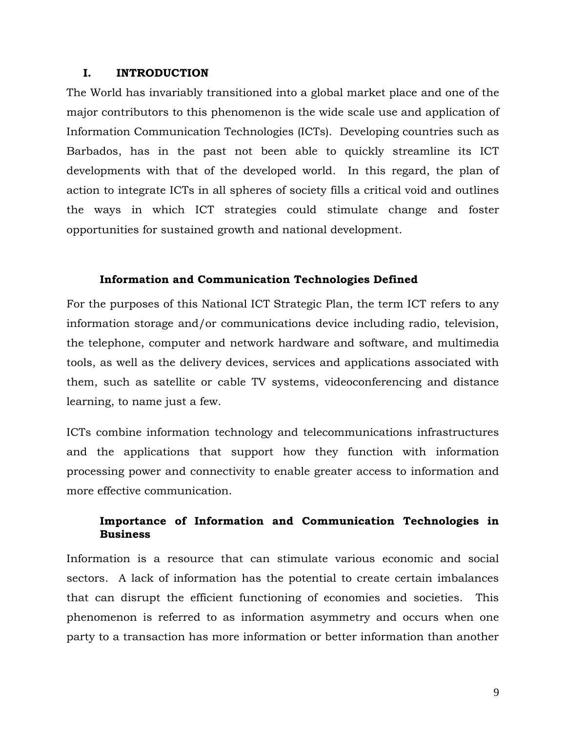## I. INTRODUCTION

The World has invariably transitioned into a global market place and one of the major contributors to this phenomenon is the wide scale use and application of Information Communication Technologies (ICTs). Developing countries such as Barbados, has in the past not been able to quickly streamline its ICT developments with that of the developed world. In this regard, the plan of action to integrate ICTs in all spheres of society fills a critical void and outlines the ways in which ICT strategies could stimulate change and foster opportunities for sustained growth and national development.

### Information and Communication Technologies Defined

For the purposes of this National ICT Strategic Plan, the term ICT refers to any information storage and/or communications device including radio, television, the telephone, computer and network hardware and software, and multimedia tools, as well as the delivery devices, services and applications associated with them, such as satellite or cable TV systems, videoconferencing and distance learning, to name just a few.

ICTs combine information technology and telecommunications infrastructures and the applications that support how they function with information processing power and connectivity to enable greater access to information and more effective communication.

### Importance of Information and Communication Technologies in Business

Information is a resource that can stimulate various economic and social sectors. A lack of information has the potential to create certain imbalances that can disrupt the efficient functioning of economies and societies. This phenomenon is referred to as information asymmetry and occurs when one party to a transaction has more information or better information than another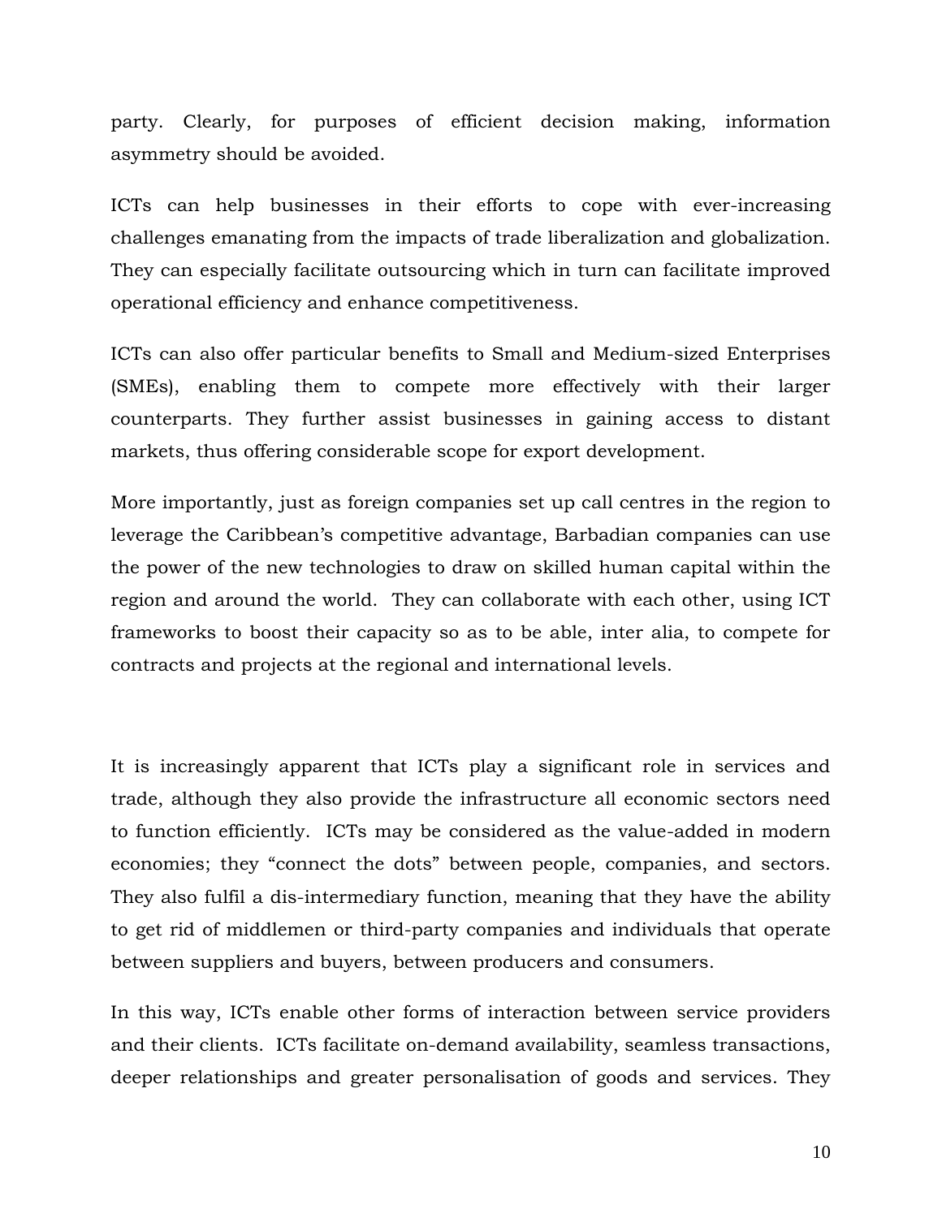party. Clearly, for purposes of efficient decision making, information asymmetry should be avoided.

ICTs can help businesses in their efforts to cope with ever-increasing challenges emanating from the impacts of trade liberalization and globalization. They can especially facilitate outsourcing which in turn can facilitate improved operational efficiency and enhance competitiveness.

ICTs can also offer particular benefits to Small and Medium-sized Enterprises (SMEs), enabling them to compete more effectively with their larger counterparts. They further assist businesses in gaining access to distant markets, thus offering considerable scope for export development.

More importantly, just as foreign companies set up call centres in the region to leverage the Caribbean's competitive advantage, Barbadian companies can use the power of the new technologies to draw on skilled human capital within the region and around the world. They can collaborate with each other, using ICT frameworks to boost their capacity so as to be able, inter alia, to compete for contracts and projects at the regional and international levels.

It is increasingly apparent that ICTs play a significant role in services and trade, although they also provide the infrastructure all economic sectors need to function efficiently. ICTs may be considered as the value-added in modern economies; they "connect the dots" between people, companies, and sectors. They also fulfil a dis-intermediary function, meaning that they have the ability to get rid of middlemen or third-party companies and individuals that operate between suppliers and buyers, between producers and consumers.

In this way, ICTs enable other forms of interaction between service providers and their clients. ICTs facilitate on-demand availability, seamless transactions, deeper relationships and greater personalisation of goods and services. They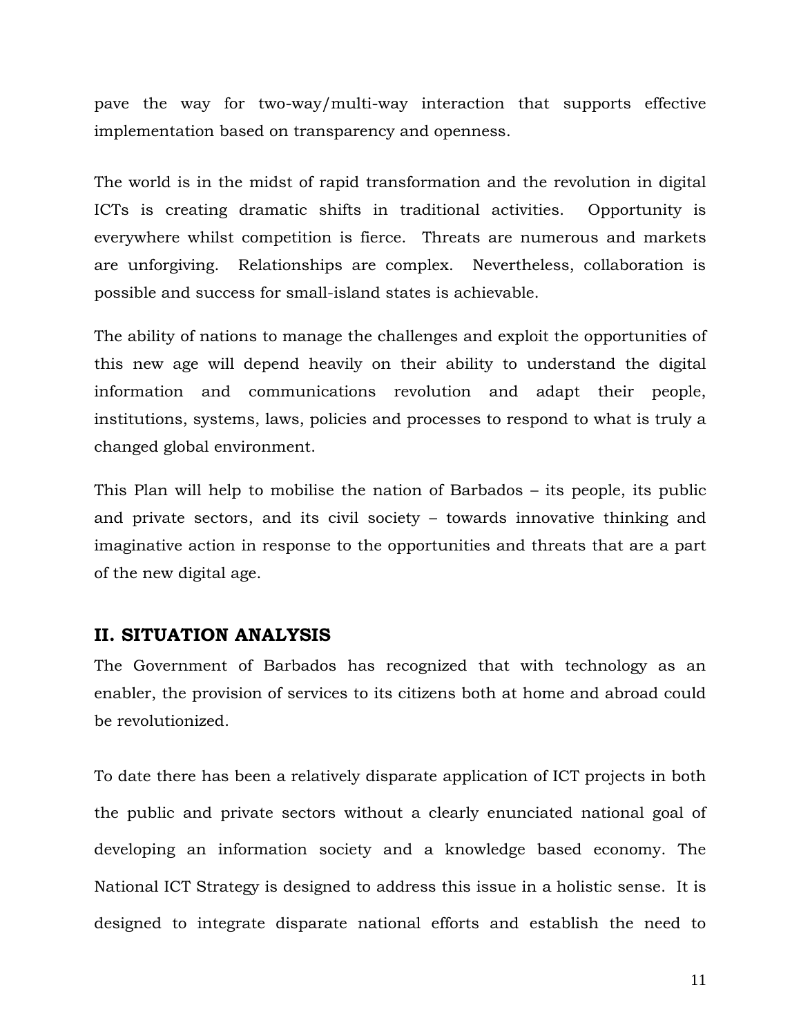pave the way for two-way/multi-way interaction that supports effective implementation based on transparency and openness.

The world is in the midst of rapid transformation and the revolution in digital ICTs is creating dramatic shifts in traditional activities. Opportunity is everywhere whilst competition is fierce. Threats are numerous and markets are unforgiving. Relationships are complex. Nevertheless, collaboration is possible and success for small-island states is achievable.

The ability of nations to manage the challenges and exploit the opportunities of this new age will depend heavily on their ability to understand the digital information and communications revolution and adapt their people, institutions, systems, laws, policies and processes to respond to what is truly a changed global environment.

This Plan will help to mobilise the nation of Barbados – its people, its public and private sectors, and its civil society – towards innovative thinking and imaginative action in response to the opportunities and threats that are a part of the new digital age.

## II. SITUATION ANALYSIS

The Government of Barbados has recognized that with technology as an enabler, the provision of services to its citizens both at home and abroad could be revolutionized.

To date there has been a relatively disparate application of ICT projects in both the public and private sectors without a clearly enunciated national goal of developing an information society and a knowledge based economy. The National ICT Strategy is designed to address this issue in a holistic sense. It is designed to integrate disparate national efforts and establish the need to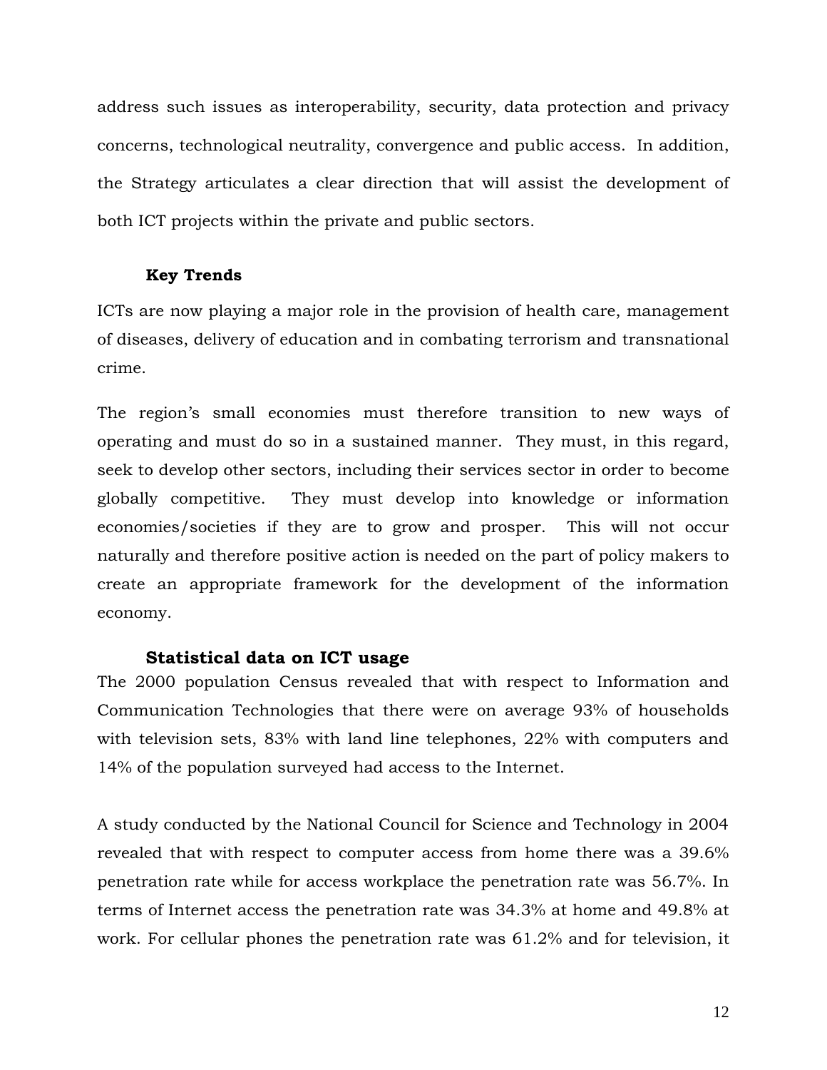address such issues as interoperability, security, data protection and privacy concerns, technological neutrality, convergence and public access. In addition, the Strategy articulates a clear direction that will assist the development of both ICT projects within the private and public sectors.

### Key Trends

ICTs are now playing a major role in the provision of health care, management of diseases, delivery of education and in combating terrorism and transnational crime.

The region's small economies must therefore transition to new ways of operating and must do so in a sustained manner. They must, in this regard, seek to develop other sectors, including their services sector in order to become globally competitive. They must develop into knowledge or information economies/societies if they are to grow and prosper. This will not occur naturally and therefore positive action is needed on the part of policy makers to create an appropriate framework for the development of the information economy.

### Statistical data on ICT usage

The 2000 population Census revealed that with respect to Information and Communication Technologies that there were on average 93% of households with television sets, 83% with land line telephones, 22% with computers and 14% of the population surveyed had access to the Internet.

A study conducted by the National Council for Science and Technology in 2004 revealed that with respect to computer access from home there was a 39.6% penetration rate while for access workplace the penetration rate was 56.7%. In terms of Internet access the penetration rate was 34.3% at home and 49.8% at work. For cellular phones the penetration rate was 61.2% and for television, it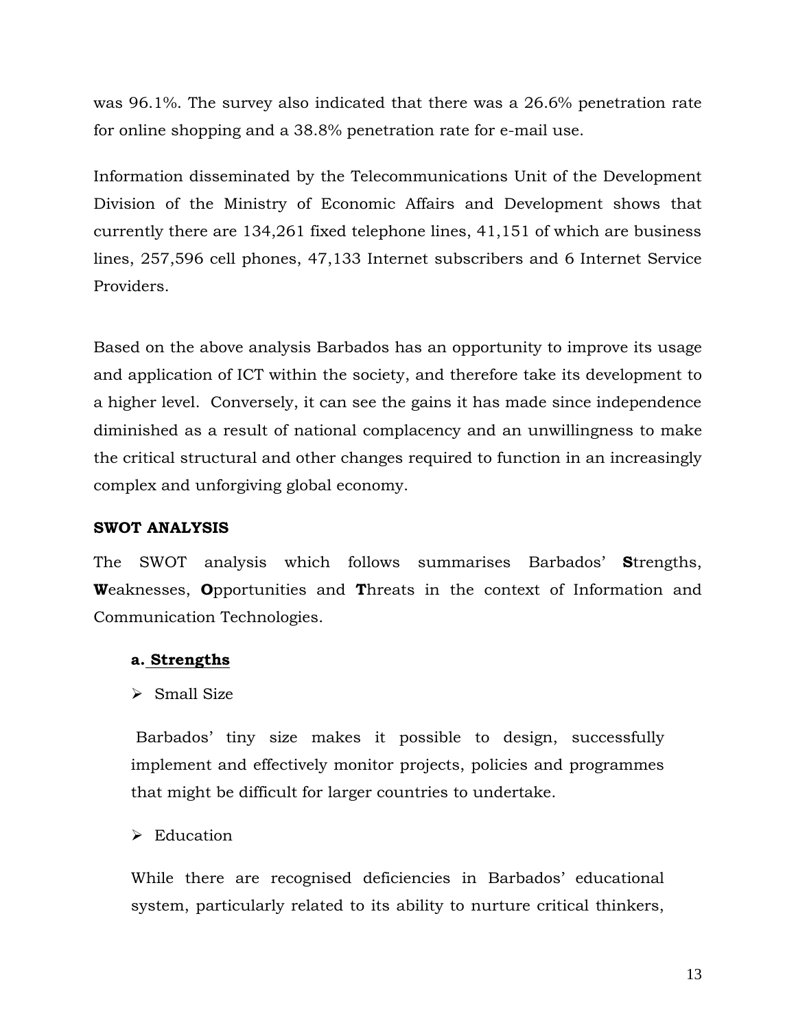was 96.1%. The survey also indicated that there was a 26.6% penetration rate for online shopping and a 38.8% penetration rate for e-mail use.

Information disseminated by the Telecommunications Unit of the Development Division of the Ministry of Economic Affairs and Development shows that currently there are 134,261 fixed telephone lines, 41,151 of which are business lines, 257,596 cell phones, 47,133 Internet subscribers and 6 Internet Service Providers.

Based on the above analysis Barbados has an opportunity to improve its usage and application of ICT within the society, and therefore take its development to a higher level. Conversely, it can see the gains it has made since independence diminished as a result of national complacency and an unwillingness to make the critical structural and other changes required to function in an increasingly complex and unforgiving global economy.

## SWOT ANALYSIS

The SWOT analysis which follows summarises Barbados' **S**trengths, **W**eaknesses, **O**pportunities and **T**hreats in the context of Information and Communication Technologies.

### a. Strengths

- Small Size

Barbados' tiny size makes it possible to design, successfully implement and effectively monitor projects, policies and programmes that might be difficult for larger countries to undertake.

- Education

While there are recognised deficiencies in Barbados' educational system, particularly related to its ability to nurture critical thinkers,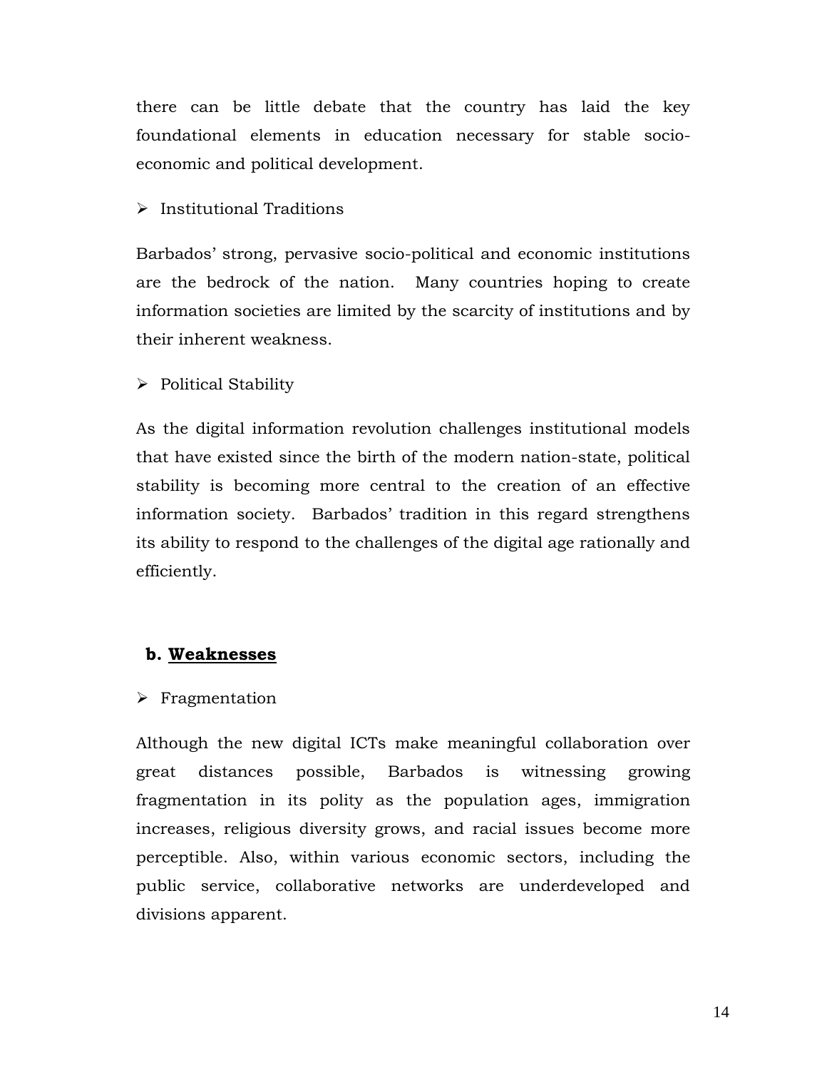there can be little debate that the country has laid the key foundational elements in education necessary for stable socio-economic and political development.

- Institutional Traditions

Barbados' strong, pervasive socio-political and economic institutions are the bedrock of the nation. Many countries hoping to create information societies are limited by the scarcity of institutions and by their inherent weakness.

- Political Stability

As the digital information revolution challenges institutional models that have existed since the birth of the modern nation-state, political stability is becoming more central to the creation of an effective information society. Barbados' tradition in this regard strengthens its ability to respond to the challenges of the digital age rationally and efficiently.

### b. **Weaknesses**

- Fragmentation

Although the new digital ICTs make meaningful collaboration over great distances possible, Barbados is witnessing growing fragmentation in its polity as the population ages, immigration increases, religious diversity grows, and racial issues become more perceptible. Also, within various economic sectors, including the public service, collaborative networks are underdeveloped and divisions apparent.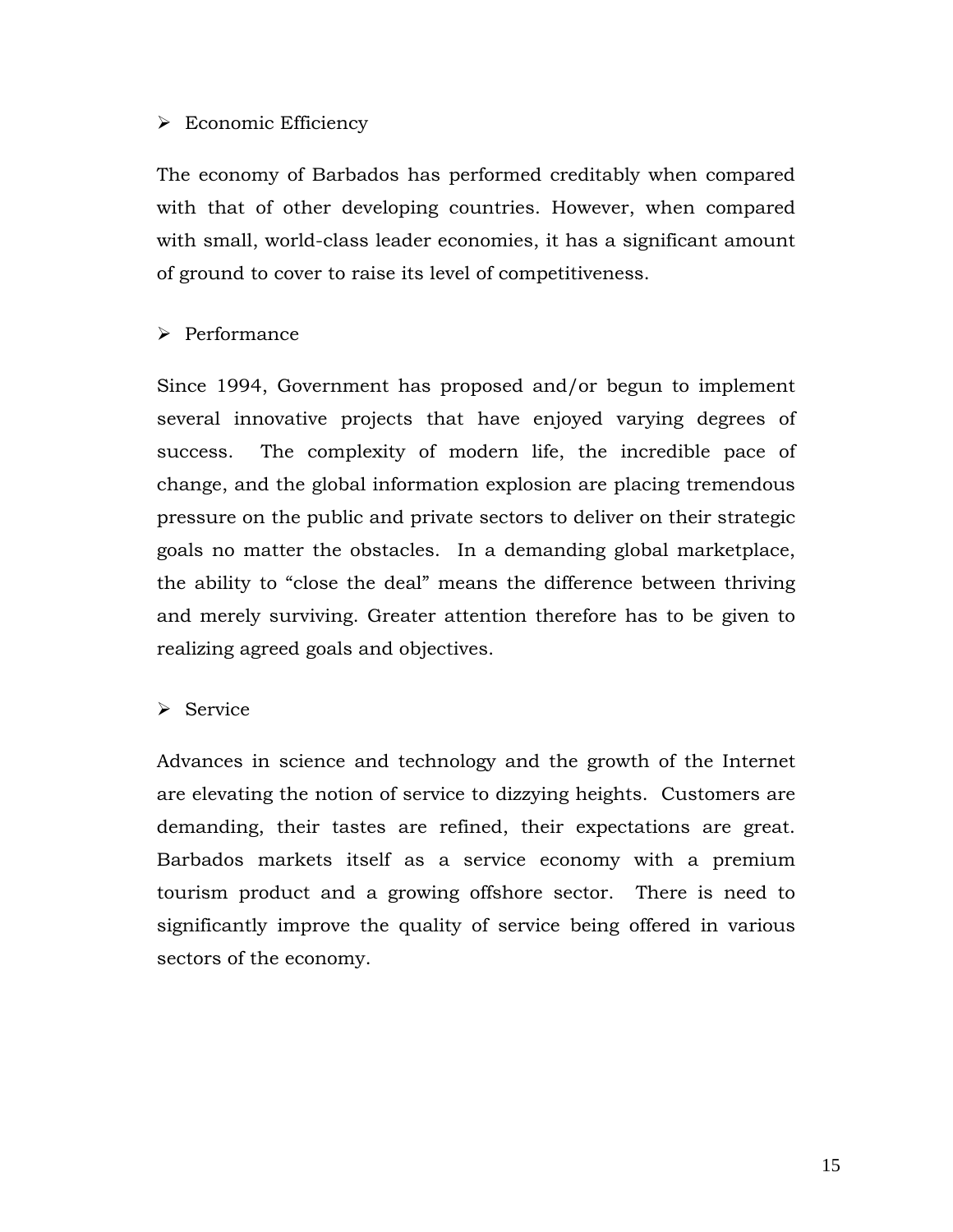- Economic Efficiency

The economy of Barbados has performed creditably when compared with that of other developing countries. However, when compared with small, world-class leader economies, it has a significant amount of ground to cover to raise its level of competitiveness.

- Performance

Since 1994, Government has proposed and/or begun to implement several innovative projects that have enjoyed varying degrees of success. The complexity of modern life, the incredible pace of change, and the global information explosion are placing tremendous pressure on the public and private sectors to deliver on their strategic goals no matter the obstacles. In a demanding global marketplace, the ability to "close the deal" means the difference between thriving and merely surviving. Greater attention therefore has to be given to realizing agreed goals and objectives.

- Service

Advances in science and technology and the growth of the Internet are elevating the notion of service to dizzying heights. Customers are demanding, their tastes are refined, their expectations are great. Barbados markets itself as a service economy with a premium tourism product and a growing offshore sector. There is need to significantly improve the quality of service being offered in various sectors of the economy.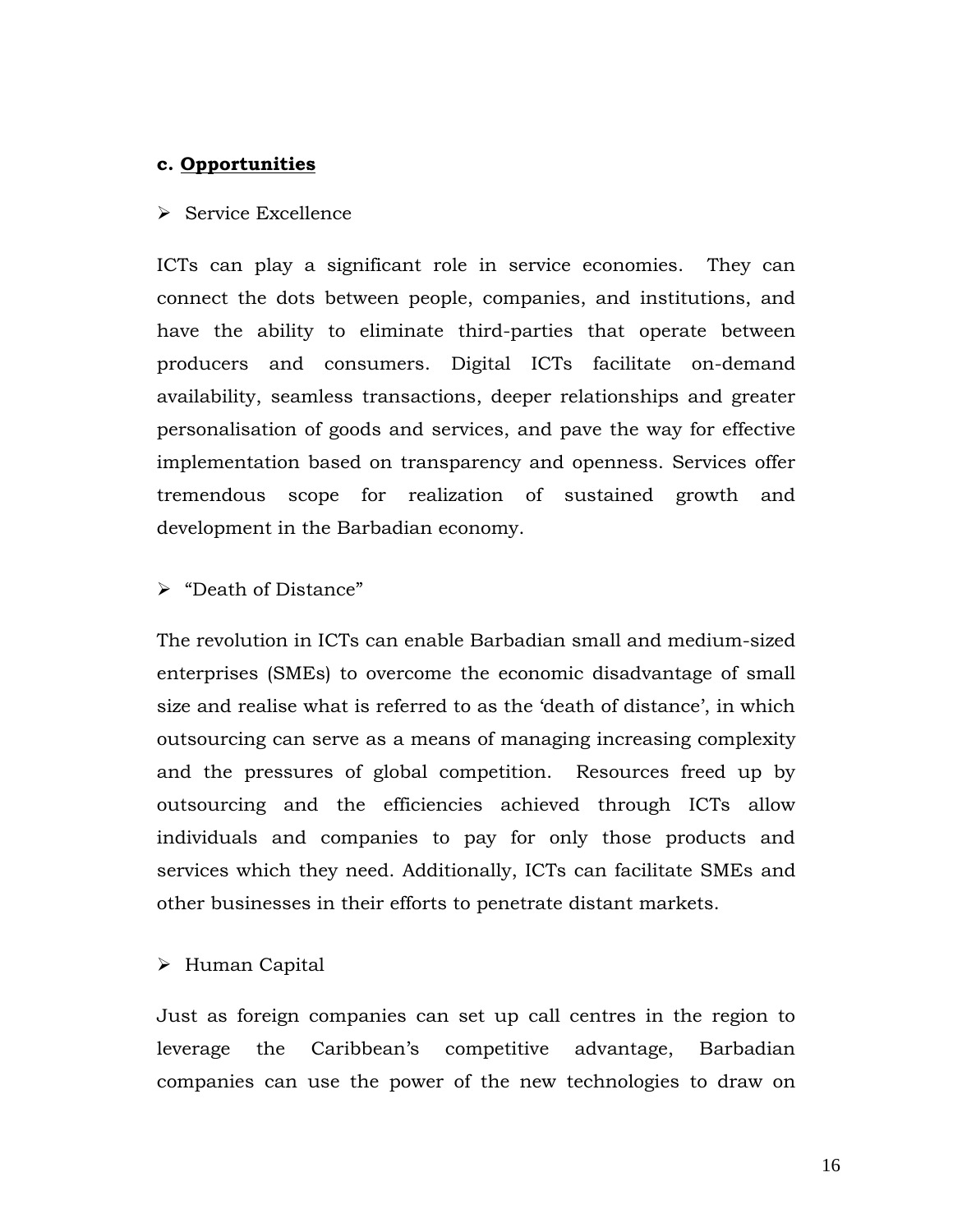**c. <u>Opportunities</u>**

- Service Excellence

ICTs can play a significant role in service economies. They can connect the dots between people, companies, and institutions, and have the ability to eliminate third-parties that operate between producers and consumers. Digital ICTs facilitate on-demand availability, seamless transactions, deeper relationships and greater personalisation of goods and services, and pave the way for effective implementation based on transparency and openness. Services offer tremendous scope for realization of sustained growth and development in the Barbadian economy.

- "Death of Distance"

The revolution in ICTs can enable Barbadian small and medium-sized enterprises (SMEs) to overcome the economic disadvantage of small size and realise what is referred to as the 'death of distance', in which outsourcing can serve as a means of managing increasing complexity and the pressures of global competition. Resources freed up by outsourcing and the efficiencies achieved through ICTs allow individuals and companies to pay for only those products and services which they need. Additionally, ICTs can facilitate SMEs and other businesses in their efforts to penetrate distant markets.

- Human Capital

Just as foreign companies can set up call centres in the region to leverage the Caribbean's competitive advantage, Barbadian companies can use the power of the new technologies to draw on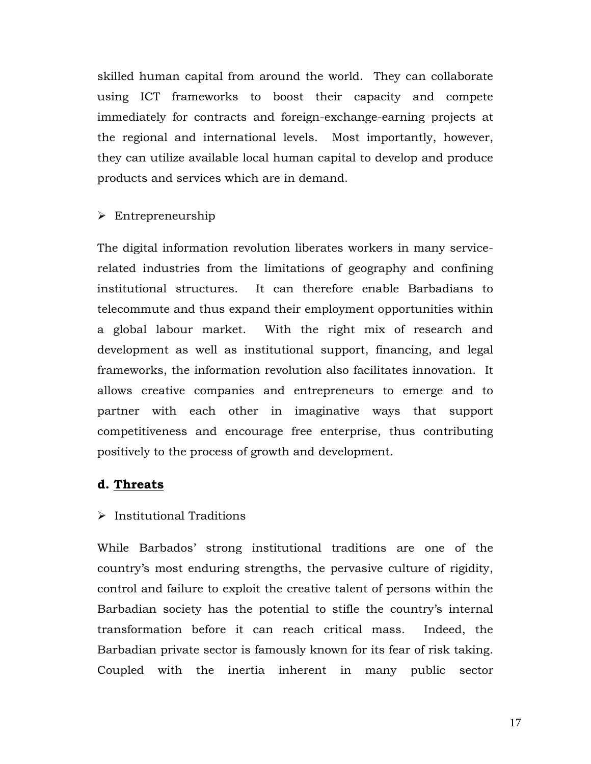skilled human capital from around the world. They can collaborate using ICT frameworks to boost their capacity and compete immediately for contracts and foreign-exchange-earning projects at the regional and international levels. Most importantly, however, they can utilize available local human capital to develop and produce products and services which are in demand.

- Entrepreneurship

The digital information revolution liberates workers in many service-related industries from the limitations of geography and confining institutional structures. It can therefore enable Barbadians to telecommute and thus expand their employment opportunities within a global labour market. With the right mix of research and development as well as institutional support, financing, and legal frameworks, the information revolution also facilitates innovation. It allows creative companies and entrepreneurs to emerge and to partner with each other in imaginative ways that support competitiveness and encourage free enterprise, thus contributing positively to the process of growth and development.

### d. <u>Threats</u>

- Institutional Traditions

While Barbados' strong institutional traditions are one of the country's most enduring strengths, the pervasive culture of rigidity, control and failure to exploit the creative talent of persons within the Barbadian society has the potential to stifle the country's internal transformation before it can reach critical mass. Indeed, the Barbadian private sector is famously known for its fear of risk taking. Coupled with the inertia inherent in many public sector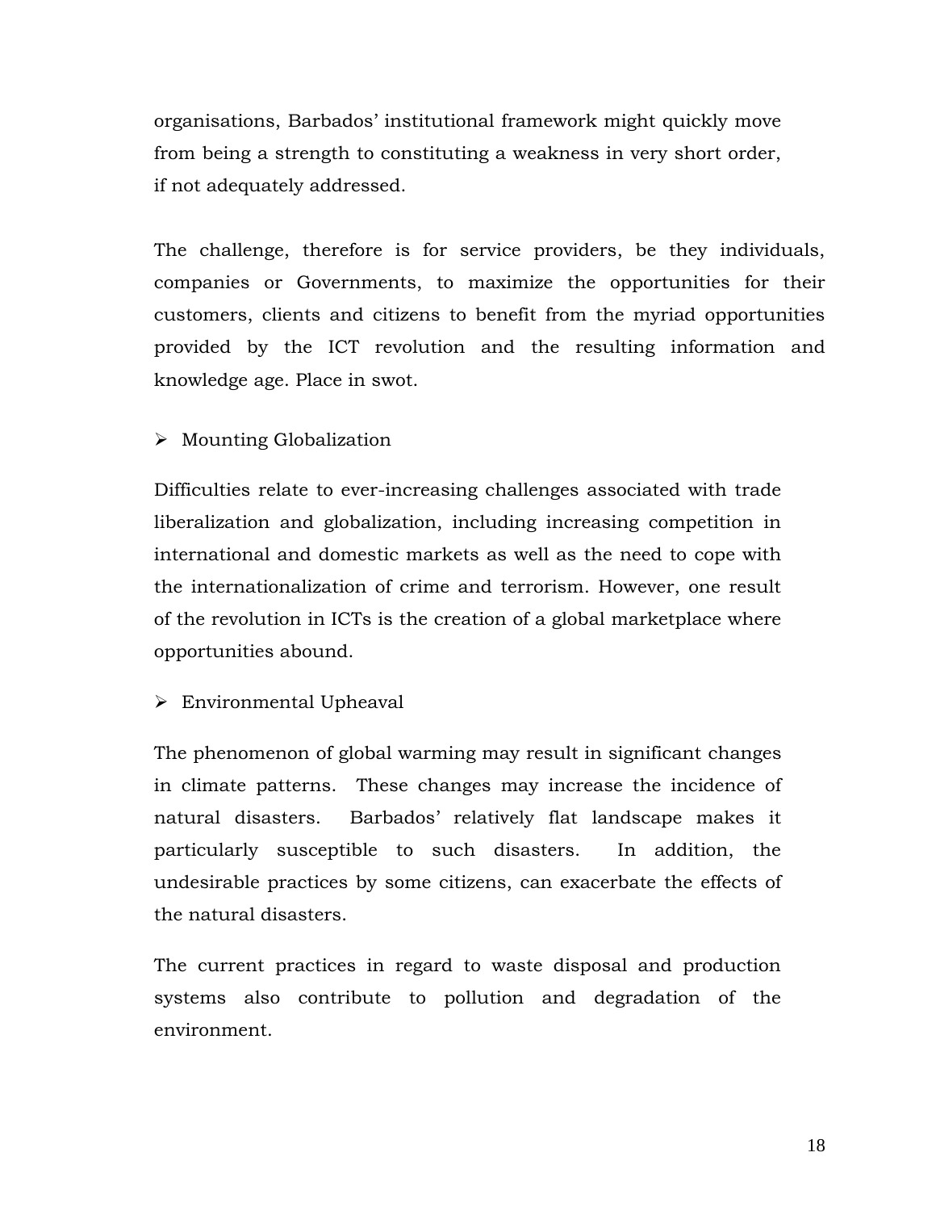organisations, Barbados' institutional framework might quickly move from being a strength to constituting a weakness in very short order, if not adequately addressed.

The challenge, therefore is for service providers, be they individuals, companies or Governments, to maximize the opportunities for their customers, clients and citizens to benefit from the myriad opportunities provided by the ICT revolution and the resulting information and knowledge age. Place in swot.

- Mounting Globalization

Difficulties relate to ever-increasing challenges associated with trade liberalization and globalization, including increasing competition in international and domestic markets as well as the need to cope with the internationalization of crime and terrorism. However, one result of the revolution in ICTs is the creation of a global marketplace where opportunities abound.

- Environmental Upheaval

The phenomenon of global warming may result in significant changes in climate patterns. These changes may increase the incidence of natural disasters. Barbados' relatively flat landscape makes it particularly susceptible to such disasters. In addition, the undesirable practices by some citizens, can exacerbate the effects of the natural disasters.

The current practices in regard to waste disposal and production systems also contribute to pollution and degradation of the environment.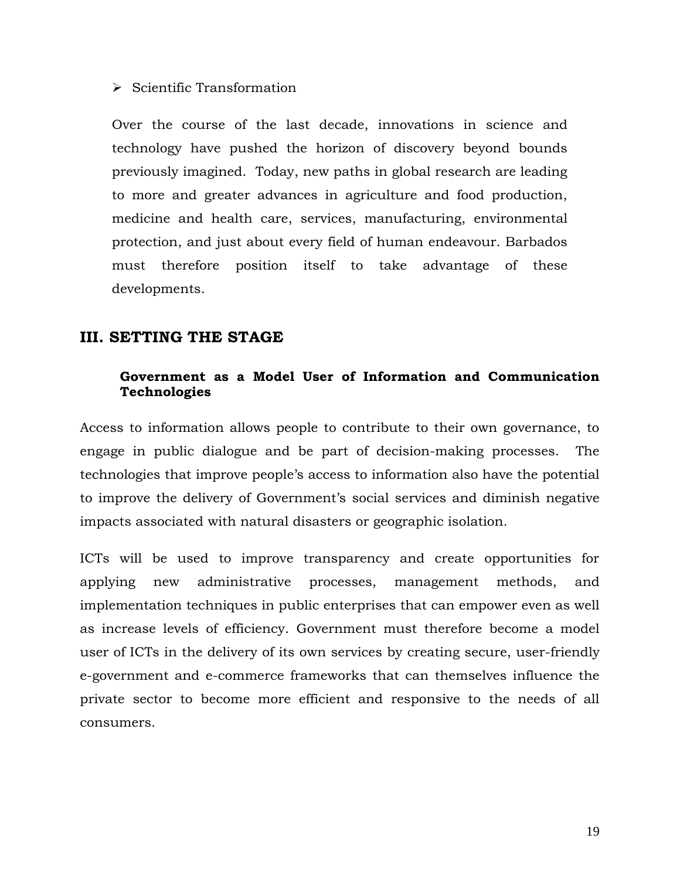- Scientific Transformation

  Over the course of the last decade, innovations in science and technology have pushed the horizon of discovery beyond bounds previously imagined. Today, new paths in global research are leading to more and greater advances in agriculture and food production, medicine and health care, services, manufacturing, environmental protection, and just about every field of human endeavour. Barbados must therefore position itself to take advantage of these developments.

## III. SETTING THE STAGE

### Government as a Model User of Information and Communication Technologies

Access to information allows people to contribute to their own governance, to engage in public dialogue and be part of decision-making processes. The technologies that improve people's access to information also have the potential to improve the delivery of Government's social services and diminish negative impacts associated with natural disasters or geographic isolation.

ICTs will be used to improve transparency and create opportunities for applying new administrative processes, management methods, and implementation techniques in public enterprises that can empower even as well as increase levels of efficiency. Government must therefore become a model user of ICTs in the delivery of its own services by creating secure, user-friendly e-government and e-commerce frameworks that can themselves influence the private sector to become more efficient and responsive to the needs of all consumers.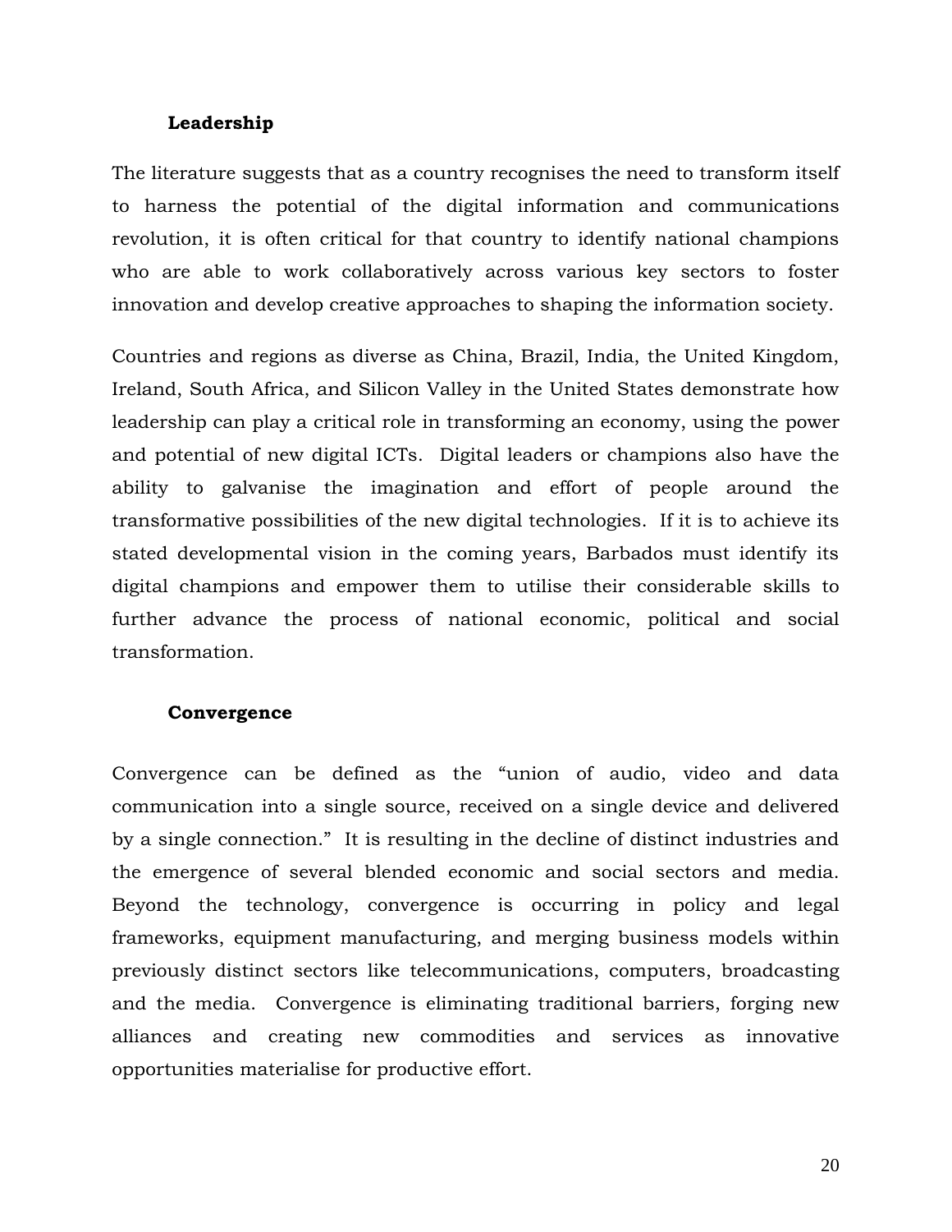### Leadership

The literature suggests that as a country recognises the need to transform itself to harness the potential of the digital information and communications revolution, it is often critical for that country to identify national champions who are able to work collaboratively across various key sectors to foster innovation and develop creative approaches to shaping the information society.

Countries and regions as diverse as China, Brazil, India, the United Kingdom, Ireland, South Africa, and Silicon Valley in the United States demonstrate how leadership can play a critical role in transforming an economy, using the power and potential of new digital ICTs. Digital leaders or champions also have the ability to galvanise the imagination and effort of people around the transformative possibilities of the new digital technologies. If it is to achieve its stated developmental vision in the coming years, Barbados must identify its digital champions and empower them to utilise their considerable skills to further advance the process of national economic, political and social transformation.

### Convergence

Convergence can be defined as the “union of audio, video and data communication into a single source, received on a single device and delivered by a single connection.” It is resulting in the decline of distinct industries and the emergence of several blended economic and social sectors and media. Beyond the technology, convergence is occurring in policy and legal frameworks, equipment manufacturing, and merging business models within previously distinct sectors like telecommunications, computers, broadcasting and the media. Convergence is eliminating traditional barriers, forging new alliances and creating new commodities and services as innovative opportunities materialise for productive effort.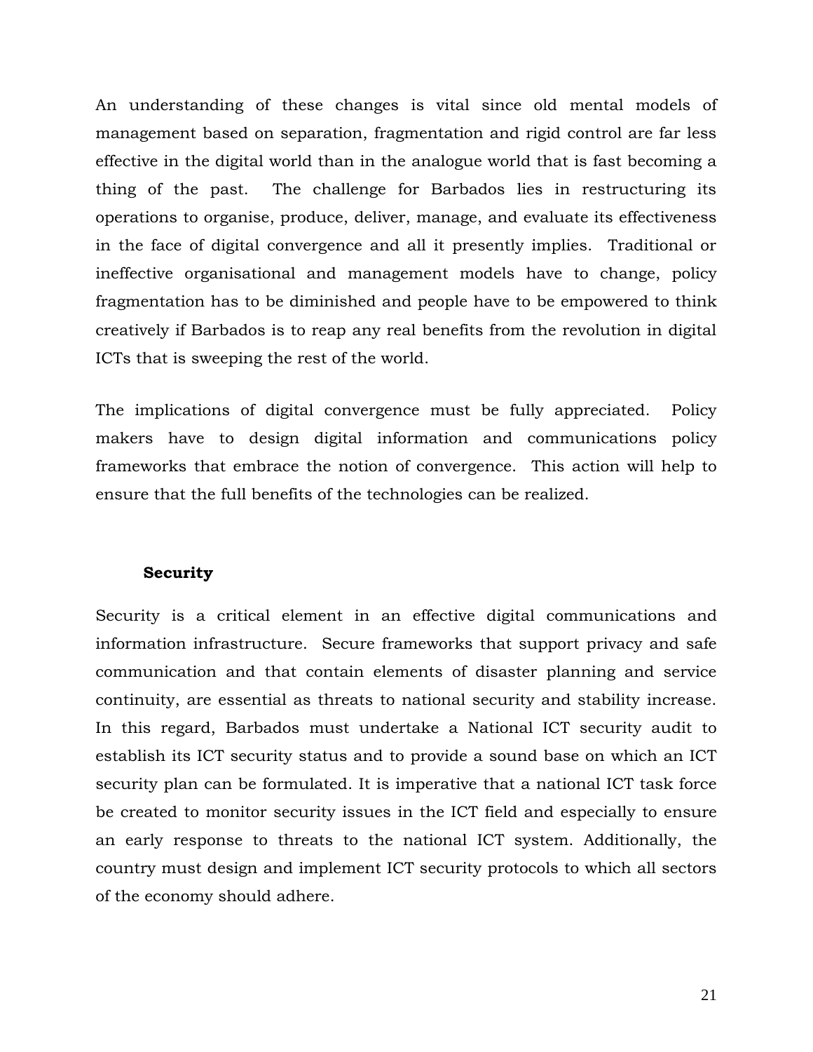An understanding of these changes is vital since old mental models of management based on separation, fragmentation and rigid control are far less effective in the digital world than in the analogue world that is fast becoming a thing of the past. The challenge for Barbados lies in restructuring its operations to organise, produce, deliver, manage, and evaluate its effectiveness in the face of digital convergence and all it presently implies. Traditional or ineffective organisational and management models have to change, policy fragmentation has to be diminished and people have to be empowered to think creatively if Barbados is to reap any real benefits from the revolution in digital ICTs that is sweeping the rest of the world.

The implications of digital convergence must be fully appreciated. Policy makers have to design digital information and communications policy frameworks that embrace the notion of convergence. This action will help to ensure that the full benefits of the technologies can be realized.

### Security

Security is a critical element in an effective digital communications and information infrastructure. Secure frameworks that support privacy and safe communication and that contain elements of disaster planning and service continuity, are essential as threats to national security and stability increase. In this regard, Barbados must undertake a National ICT security audit to establish its ICT security status and to provide a sound base on which an ICT security plan can be formulated. It is imperative that a national ICT task force be created to monitor security issues in the ICT field and especially to ensure an early response to threats to the national ICT system. Additionally, the country must design and implement ICT security protocols to which all sectors of the economy should adhere.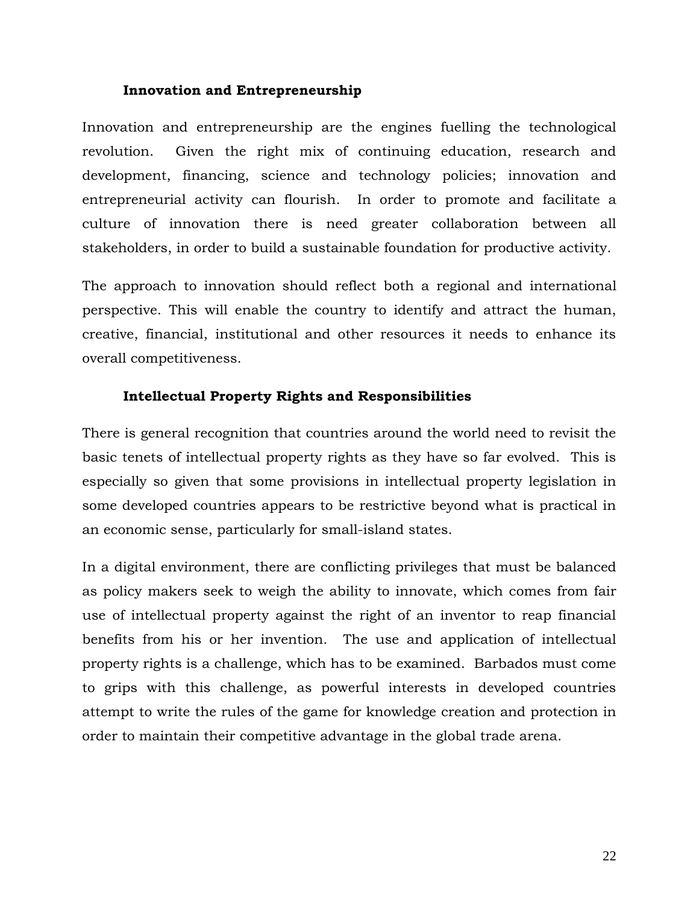### Innovation and Entrepreneurship

Innovation and entrepreneurship are the engines fuelling the technological revolution. Given the right mix of continuing education, research and development, financing, science and technology policies; innovation and entrepreneurial activity can flourish. In order to promote and facilitate a culture of innovation there is need greater collaboration between all stakeholders, in order to build a sustainable foundation for productive activity.

The approach to innovation should reflect both a regional and international perspective. This will enable the country to identify and attract the human, creative, financial, institutional and other resources it needs to enhance its overall competitiveness.

### Intellectual Property Rights and Responsibilities

There is general recognition that countries around the world need to revisit the basic tenets of intellectual property rights as they have so far evolved. This is especially so given that some provisions in intellectual property legislation in some developed countries appears to be restrictive beyond what is practical in an economic sense, particularly for small-island states.

In a digital environment, there are conflicting privileges that must be balanced as policy makers seek to weigh the ability to innovate, which comes from fair use of intellectual property against the right of an inventor to reap financial benefits from his or her invention. The use and application of intellectual property rights is a challenge, which has to be examined. Barbados must come to grips with this challenge, as powerful interests in developed countries attempt to write the rules of the game for knowledge creation and protection in order to maintain their competitive advantage in the global trade arena.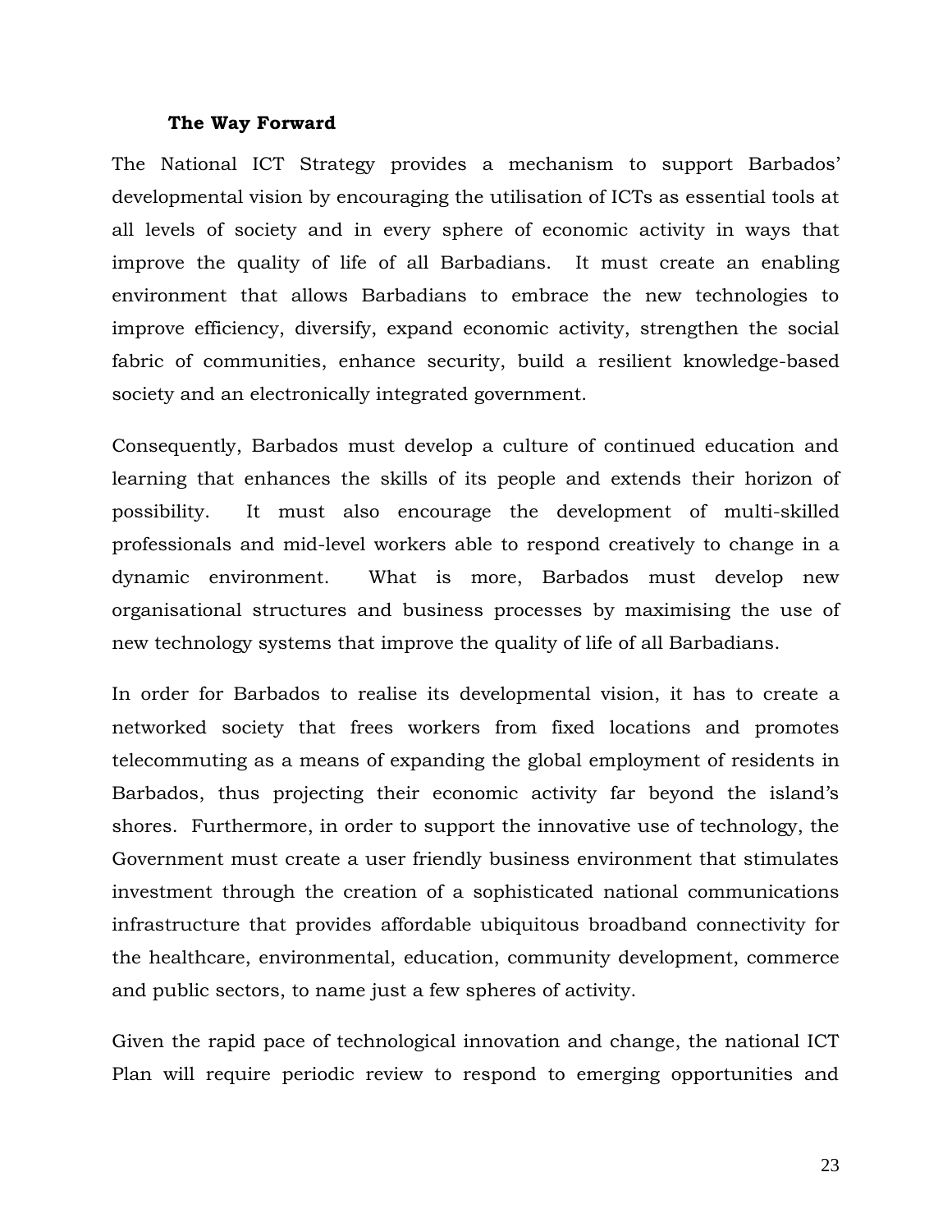### The Way Forward

The National ICT Strategy provides a mechanism to support Barbados' developmental vision by encouraging the utilisation of ICTs as essential tools at all levels of society and in every sphere of economic activity in ways that improve the quality of life of all Barbadians. It must create an enabling environment that allows Barbadians to embrace the new technologies to improve efficiency, diversify, expand economic activity, strengthen the social fabric of communities, enhance security, build a resilient knowledge-based society and an electronically integrated government.

Consequently, Barbados must develop a culture of continued education and learning that enhances the skills of its people and extends their horizon of possibility. It must also encourage the development of multi-skilled professionals and mid-level workers able to respond creatively to change in a dynamic environment. What is more, Barbados must develop new organisational structures and business processes by maximising the use of new technology systems that improve the quality of life of all Barbadians.

In order for Barbados to realise its developmental vision, it has to create a networked society that frees workers from fixed locations and promotes telecommuting as a means of expanding the global employment of residents in Barbados, thus projecting their economic activity far beyond the island's shores. Furthermore, in order to support the innovative use of technology, the Government must create a user friendly business environment that stimulates investment through the creation of a sophisticated national communications infrastructure that provides affordable ubiquitous broadband connectivity for the healthcare, environmental, education, community development, commerce and public sectors, to name just a few spheres of activity.

Given the rapid pace of technological innovation and change, the national ICT Plan will require periodic review to respond to emerging opportunities and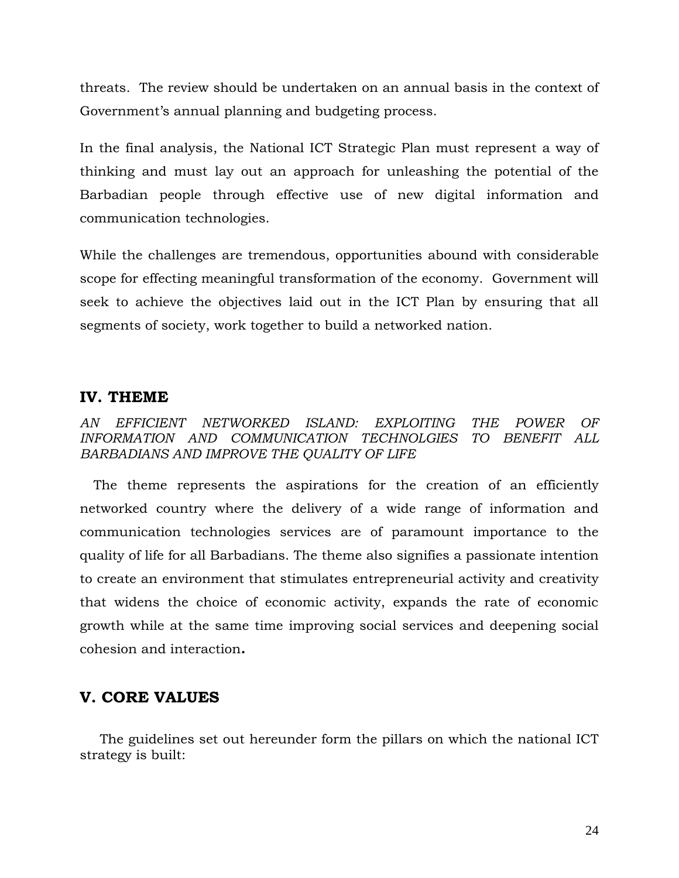threats. The review should be undertaken on an annual basis in the context of Government's annual planning and budgeting process.

In the final analysis, the National ICT Strategic Plan must represent a way of thinking and must lay out an approach for unleashing the potential of the Barbadian people through effective use of new digital information and communication technologies.

While the challenges are tremendous, opportunities abound with considerable scope for effecting meaningful transformation of the economy. Government will seek to achieve the objectives laid out in the ICT Plan by ensuring that all segments of society, work together to build a networked nation.

## IV. THEME

*AN EFFICIENT NETWORKED ISLAND: EXPLOITING THE POWER OF INFORMATION AND COMMUNICATION TECHNOLGIES TO BENEFIT ALL BARBADIANS AND IMPROVE THE QUALITY OF LIFE*

The theme represents the aspirations for the creation of an efficiently networked country where the delivery of a wide range of information and communication technologies services are of paramount importance to the quality of life for all Barbadians. The theme also signifies a passionate intention to create an environment that stimulates entrepreneurial activity and creativity that widens the choice of economic activity, expands the rate of economic growth while at the same time improving social services and deepening social cohesion and interaction**.**

## V. CORE VALUES

The guidelines set out hereunder form the pillars on which the national ICT strategy is built: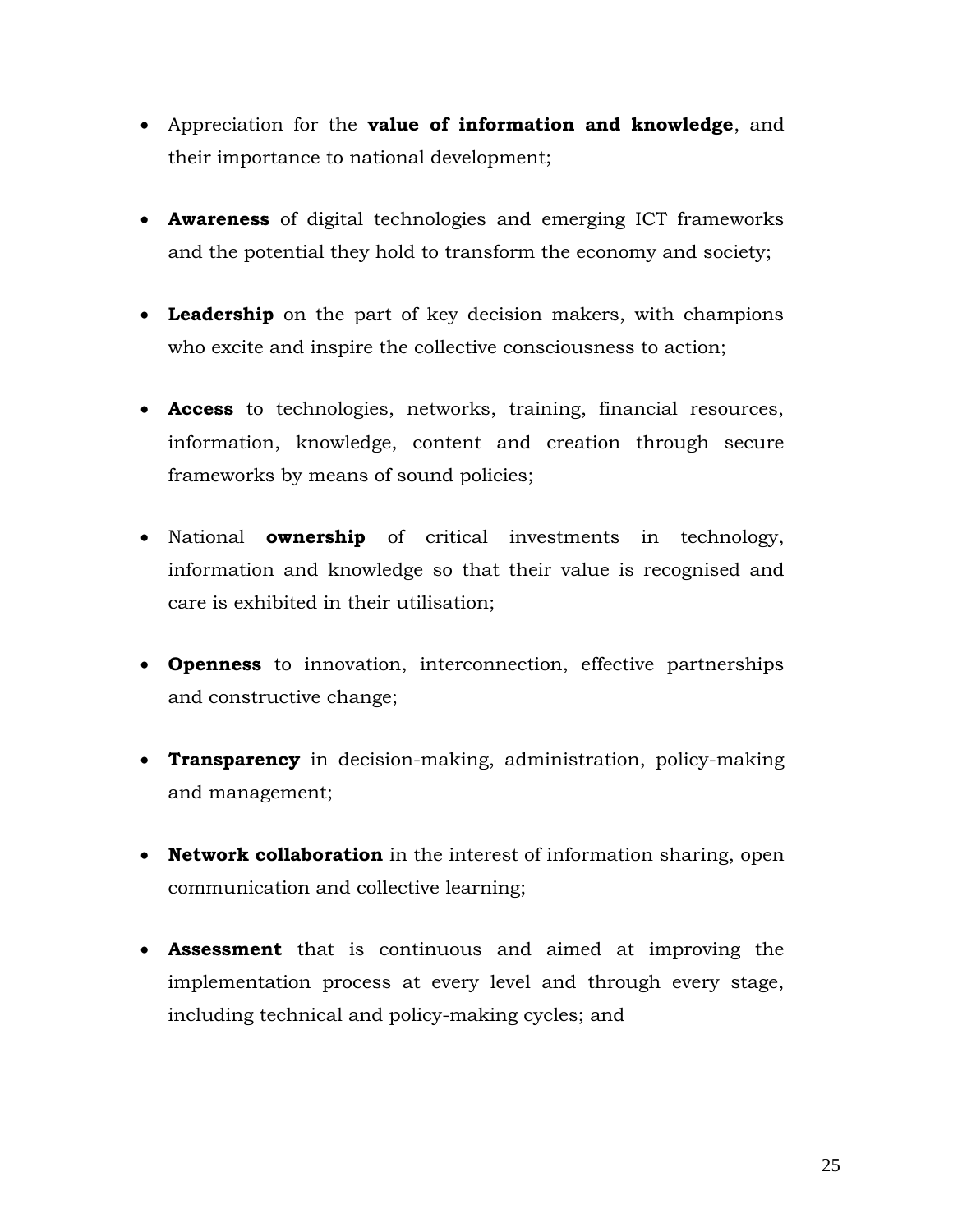- Appreciation for the **value of information and knowledge**, and their importance to national development;

- **Awareness** of digital technologies and emerging ICT frameworks and the potential they hold to transform the economy and society;

- **Leadership** on the part of key decision makers, with champions who excite and inspire the collective consciousness to action;

- **Access** to technologies, networks, training, financial resources, information, knowledge, content and creation through secure frameworks by means of sound policies;

- National **ownership** of critical investments in technology, information and knowledge so that their value is recognised and care is exhibited in their utilisation;

- **Openness** to innovation, interconnection, effective partnerships and constructive change;

- **Transparency** in decision-making, administration, policy-making and management;

- **Network collaboration** in the interest of information sharing, open communication and collective learning;

- **Assessment** that is continuous and aimed at improving the implementation process at every level and through every stage, including technical and policy-making cycles; and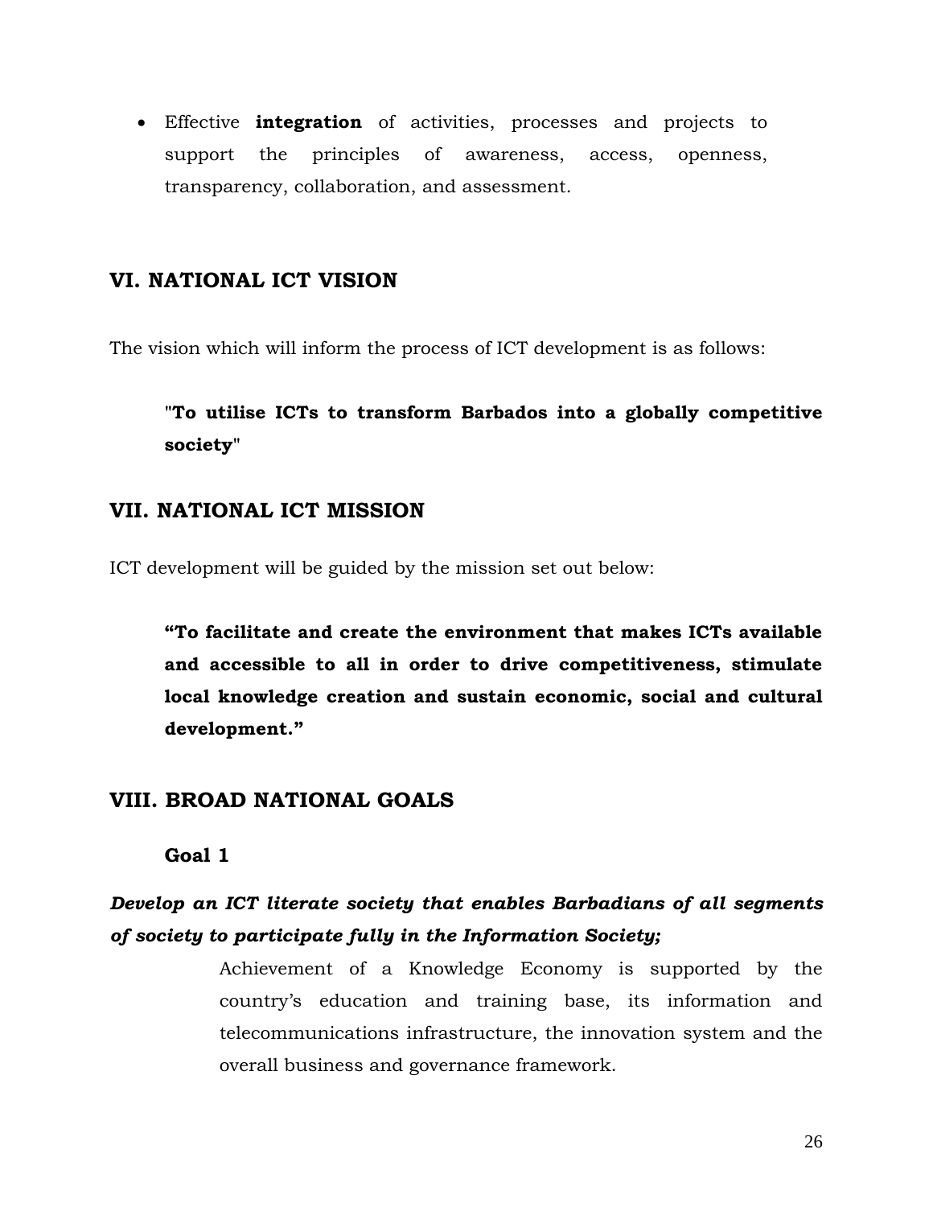- Effective **integration** of activities, processes and projects to support the principles of awareness, access, openness, transparency, collaboration, and assessment.

## VI. NATIONAL ICT VISION

The vision which will inform the process of ICT development is as follows:

> **"To utilise ICTs to transform Barbados into a globally competitive society"**

## VII. NATIONAL ICT MISSION

ICT development will be guided by the mission set out below:

> **"To facilitate and create the environment that makes ICTs available and accessible to all in order to drive competitiveness, stimulate local knowledge creation and sustain economic, social and cultural development."**

## VIII. BROAD NATIONAL GOALS

### Goal 1

***Develop an ICT literate society that enables Barbadians of all segments of society to participate fully in the Information Society;***

Achievement of a Knowledge Economy is supported by the country's education and training base, its information and telecommunications infrastructure, the innovation system and the overall business and governance framework.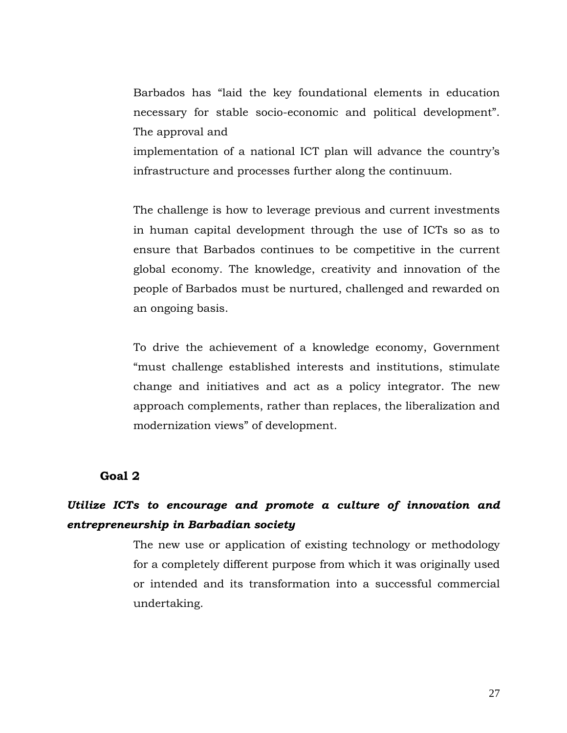Barbados has "laid the key foundational elements in education necessary for stable socio-economic and political development". The approval and implementation of a national ICT plan will advance the country's infrastructure and processes further along the continuum.

The challenge is how to leverage previous and current investments in human capital development through the use of ICTs so as to ensure that Barbados continues to be competitive in the current global economy. The knowledge, creativity and innovation of the people of Barbados must be nurtured, challenged and rewarded on an ongoing basis.

To drive the achievement of a knowledge economy, Government "must challenge established interests and institutions, stimulate change and initiatives and act as a policy integrator. The new approach complements, rather than replaces, the liberalization and modernization views" of development.

### Goal 2

***Utilize ICTs to encourage and promote a culture of innovation and entrepreneurship in Barbadian society***

The new use or application of existing technology or methodology for a completely different purpose from which it was originally used or intended and its transformation into a successful commercial undertaking.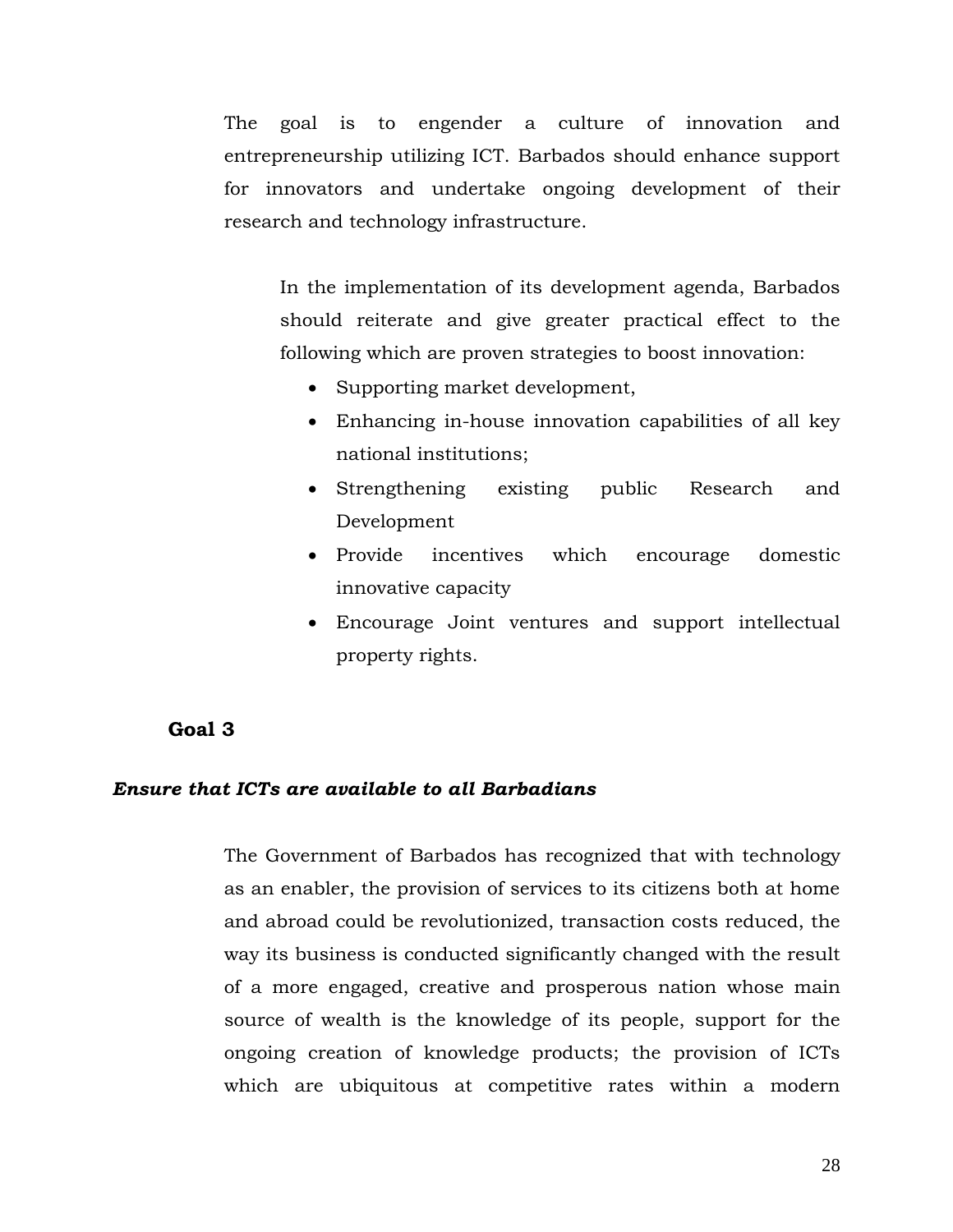The goal is to engender a culture of innovation and entrepreneurship utilizing ICT. Barbados should enhance support for innovators and undertake ongoing development of their research and technology infrastructure.

In the implementation of its development agenda, Barbados should reiterate and give greater practical effect to the following which are proven strategies to boost innovation:

- Supporting market development,
- Enhancing in-house innovation capabilities of all key national institutions;
- Strengthening existing public Research and Development
- Provide incentives which encourage domestic innovative capacity
- Encourage Joint ventures and support intellectual property rights.

### Goal 3

***Ensure that ICTs are available to all Barbadians***

The Government of Barbados has recognized that with technology as an enabler, the provision of services to its citizens both at home and abroad could be revolutionized, transaction costs reduced, the way its business is conducted significantly changed with the result of a more engaged, creative and prosperous nation whose main source of wealth is the knowledge of its people, support for the ongoing creation of knowledge products; the provision of ICTs which are ubiquitous at competitive rates within a modern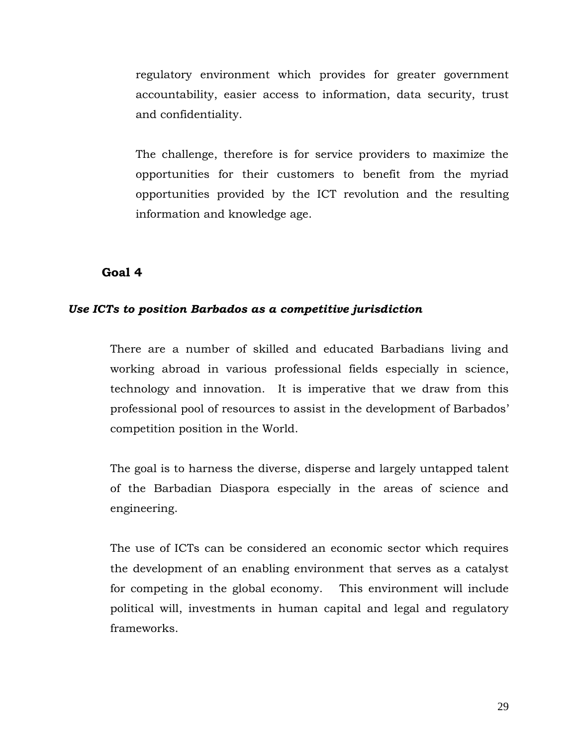regulatory environment which provides for greater government accountability, easier access to information, data security, trust and confidentiality.

The challenge, therefore is for service providers to maximize the opportunities for their customers to benefit from the myriad opportunities provided by the ICT revolution and the resulting information and knowledge age.

## Goal 4

***Use ICTs to position Barbados as a competitive jurisdiction***

There are a number of skilled and educated Barbadians living and working abroad in various professional fields especially in science, technology and innovation. It is imperative that we draw from this professional pool of resources to assist in the development of Barbados' competition position in the World.

The goal is to harness the diverse, disperse and largely untapped talent of the Barbadian Diaspora especially in the areas of science and engineering.

The use of ICTs can be considered an economic sector which requires the development of an enabling environment that serves as a catalyst for competing in the global economy. This environment will include political will, investments in human capital and legal and regulatory frameworks.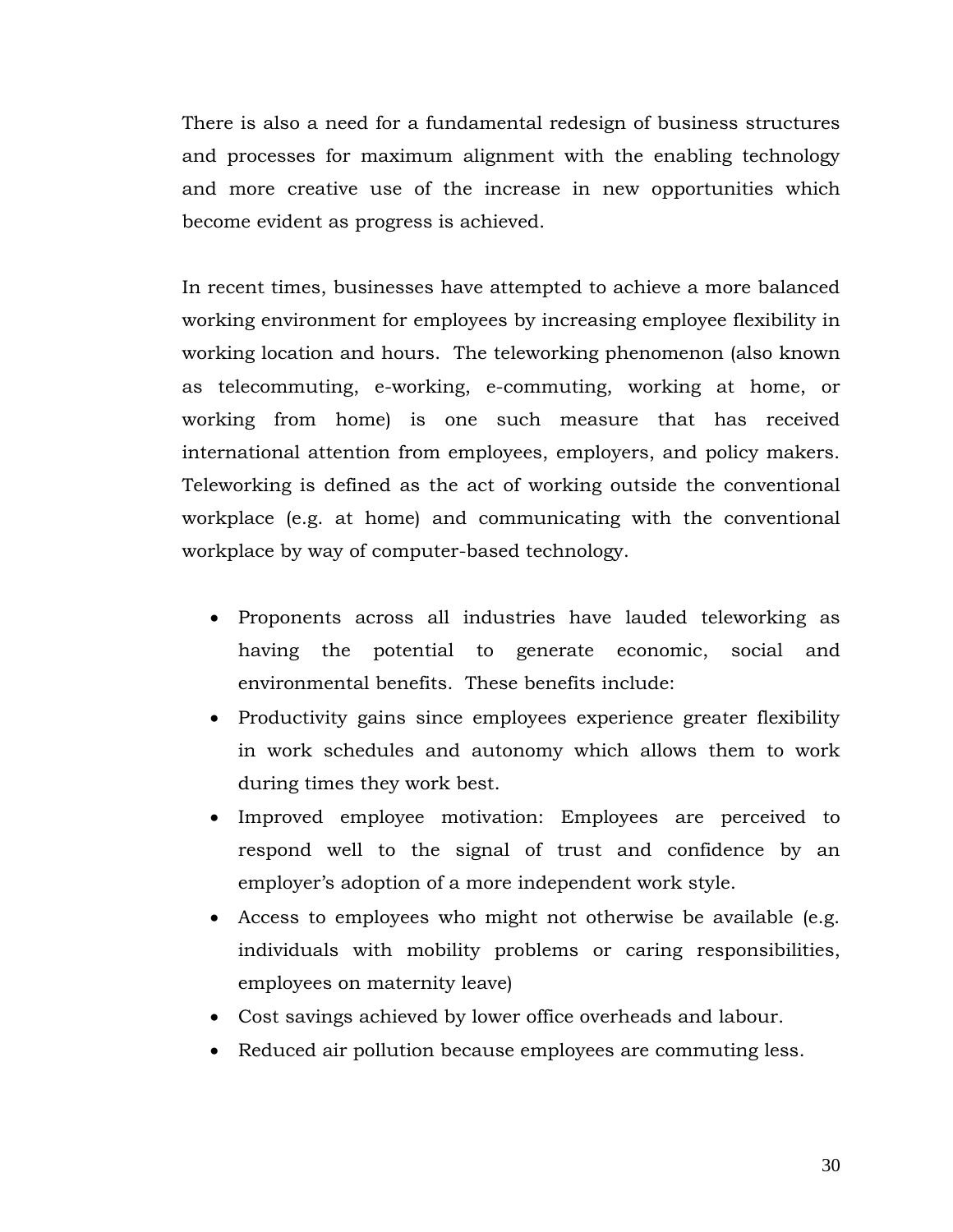There is also a need for a fundamental redesign of business structures and processes for maximum alignment with the enabling technology and more creative use of the increase in new opportunities which become evident as progress is achieved.

In recent times, businesses have attempted to achieve a more balanced working environment for employees by increasing employee flexibility in working location and hours. The teleworking phenomenon (also known as telecommuting, e-working, e-commuting, working at home, or working from home) is one such measure that has received international attention from employees, employers, and policy makers. Teleworking is defined as the act of working outside the conventional workplace (e.g. at home) and communicating with the conventional workplace by way of computer-based technology.

- Proponents across all industries have lauded teleworking as having the potential to generate economic, social and environmental benefits. These benefits include:
- Productivity gains since employees experience greater flexibility in work schedules and autonomy which allows them to work during times they work best.
- Improved employee motivation: Employees are perceived to respond well to the signal of trust and confidence by an employer's adoption of a more independent work style.
- Access to employees who might not otherwise be available (e.g. individuals with mobility problems or caring responsibilities, employees on maternity leave)
- Cost savings achieved by lower office overheads and labour.
- Reduced air pollution because employees are commuting less.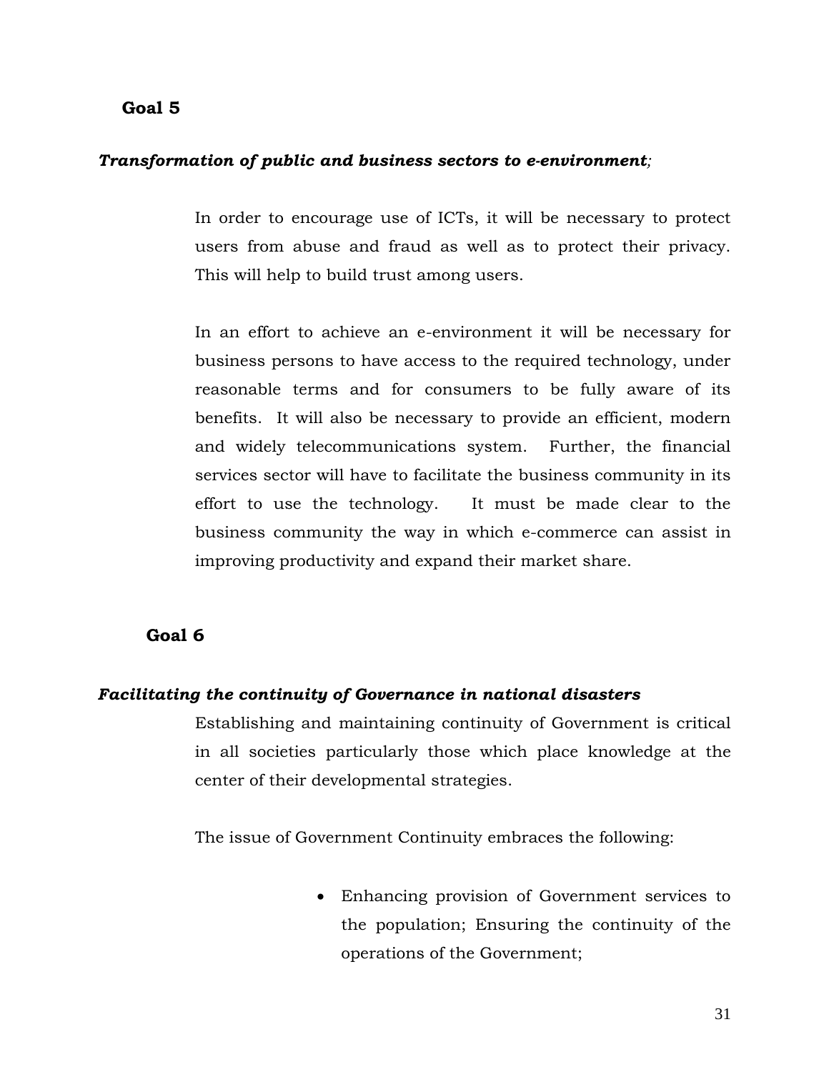## Goal 5

***Transformation of public and business sectors to e-environment;***

In order to encourage use of ICTs, it will be necessary to protect users from abuse and fraud as well as to protect their privacy. This will help to build trust among users.

In an effort to achieve an e-environment it will be necessary for business persons to have access to the required technology, under reasonable terms and for consumers to be fully aware of its benefits. It will also be necessary to provide an efficient, modern and widely telecommunications system. Further, the financial services sector will have to facilitate the business community in its effort to use the technology. It must be made clear to the business community the way in which e-commerce can assist in improving productivity and expand their market share.

## Goal 6

***Facilitating the continuity of Governance in national disasters***

Establishing and maintaining continuity of Government is critical in all societies particularly those which place knowledge at the center of their developmental strategies.

The issue of Government Continuity embraces the following:

- Enhancing provision of Government services to the population; Ensuring the continuity of the operations of the Government;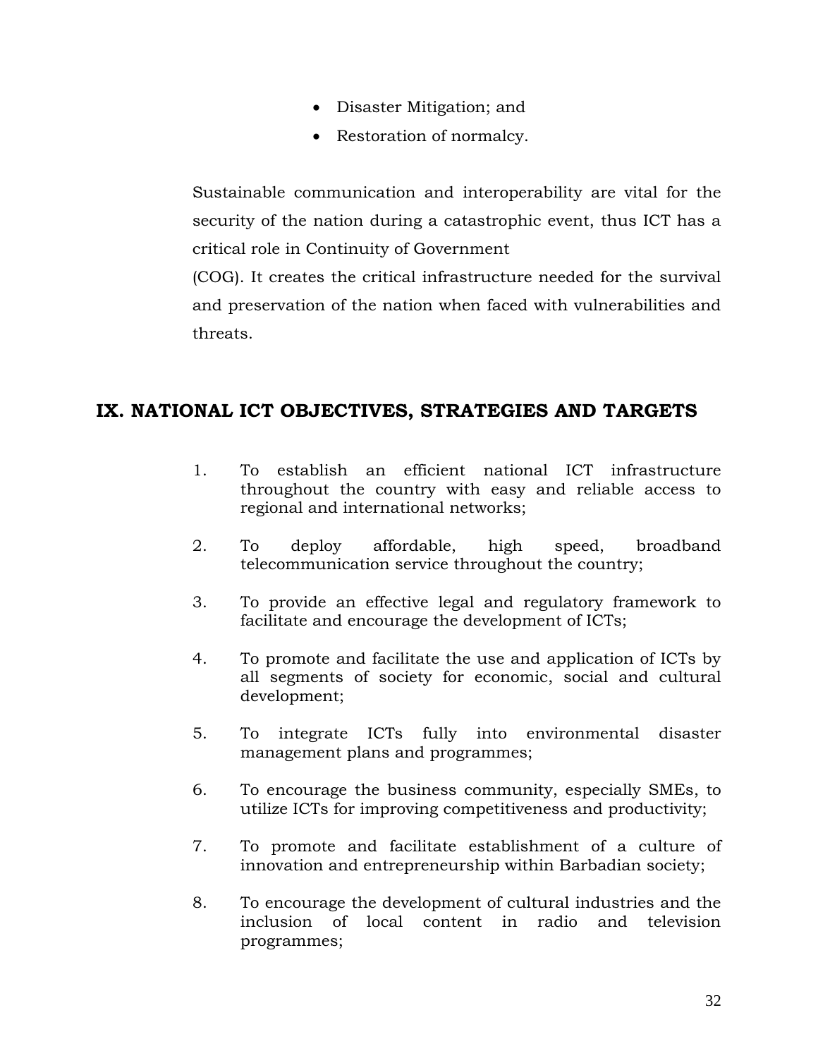- Disaster Mitigation; and
- Restoration of normalcy.

Sustainable communication and interoperability are vital for the security of the nation during a catastrophic event, thus ICT has a critical role in Continuity of Government (COG). It creates the critical infrastructure needed for the survival and preservation of the nation when faced with vulnerabilities and threats.

## IX. NATIONAL ICT OBJECTIVES, STRATEGIES AND TARGETS

1. To establish an efficient national ICT infrastructure throughout the country with easy and reliable access to regional and international networks;

2. To deploy affordable, high speed, broadband telecommunication service throughout the country;

3. To provide an effective legal and regulatory framework to facilitate and encourage the development of ICTs;

4. To promote and facilitate the use and application of ICTs by all segments of society for economic, social and cultural development;

5. To integrate ICTs fully into environmental disaster management plans and programmes;

6. To encourage the business community, especially SMEs, to utilize ICTs for improving competitiveness and productivity;

7. To promote and facilitate establishment of a culture of innovation and entrepreneurship within Barbadian society;

8. To encourage the development of cultural industries and the inclusion of local content in radio and television programmes;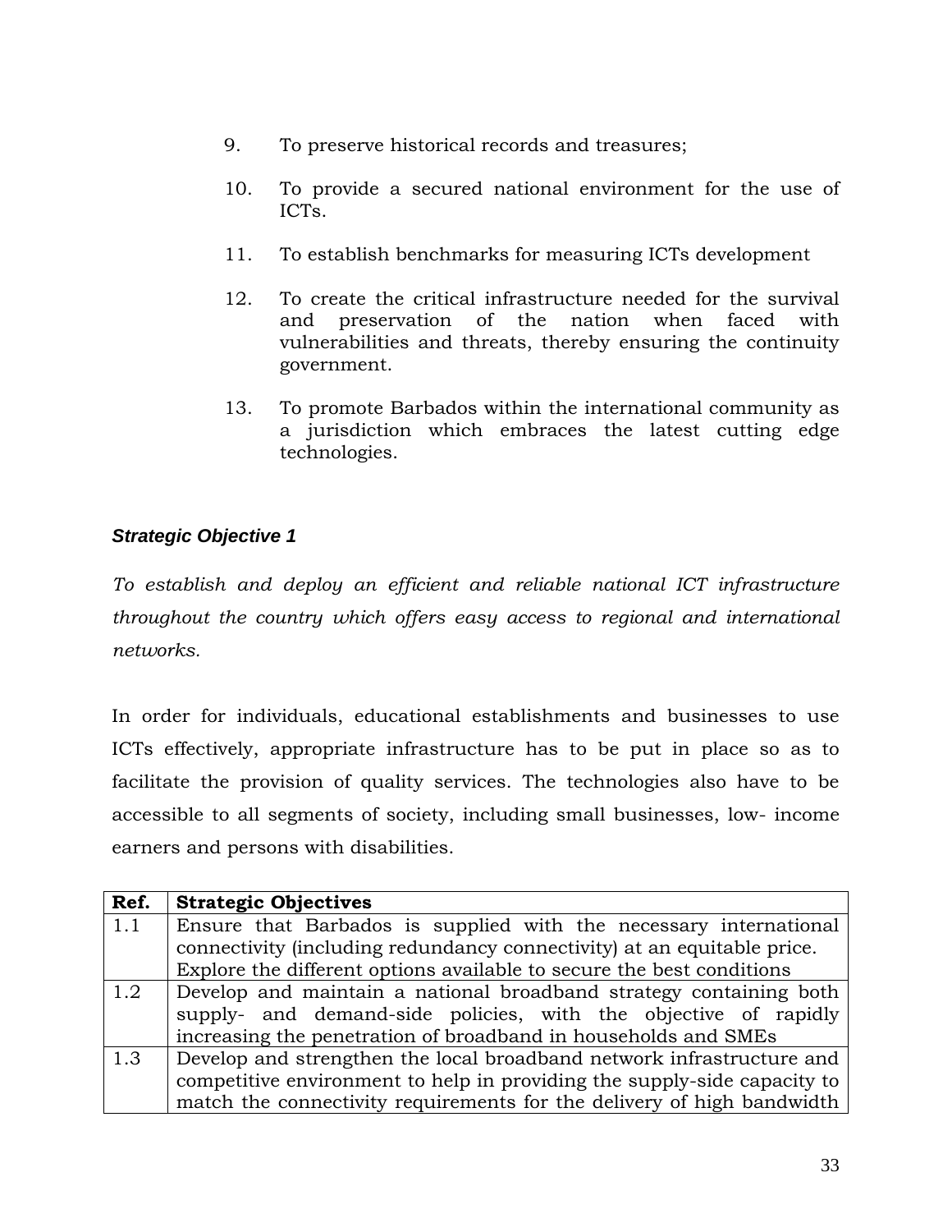9. To preserve historical records and treasures;

10. To provide a secured national environment for the use of ICTs.

11. To establish benchmarks for measuring ICTs development

12. To create the critical infrastructure needed for the survival and preservation of the nation when faced with vulnerabilities and threats, thereby ensuring the continuity government.

13. To promote Barbados within the international community as a jurisdiction which embraces the latest cutting edge technologies.

***Strategic Objective 1***

*To establish and deploy an efficient and reliable national ICT infrastructure throughout the country which offers easy access to regional and international networks.*

In order for individuals, educational establishments and businesses to use ICTs effectively, appropriate infrastructure has to be put in place so as to facilitate the provision of quality services. The technologies also have to be accessible to all segments of society, including small businesses, low- income earners and persons with disabilities.

| **Ref.** | **Strategic Objectives** |
|---|---|
| 1.1 | Ensure that Barbados is supplied with the necessary international connectivity (including redundancy connectivity) at an equitable price. Explore the different options available to secure the best conditions |
| 1.2 | Develop and maintain a national broadband strategy containing both supply- and demand-side policies, with the objective of rapidly increasing the penetration of broadband in households and SMEs |
| 1.3 | Develop and strengthen the local broadband network infrastructure and competitive environment to help in providing the supply-side capacity to match the connectivity requirements for the delivery of high bandwidth |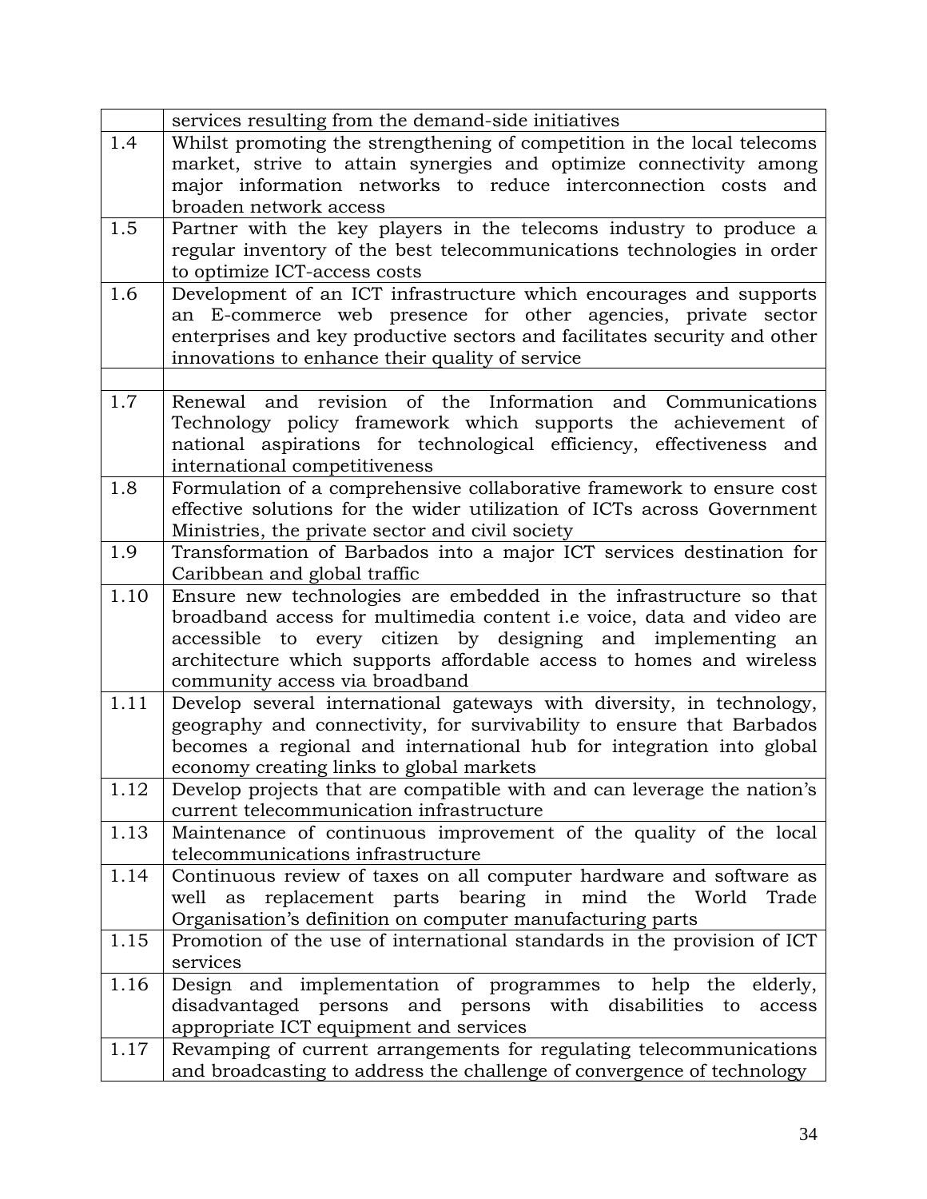| | |
|---|---|
| | services resulting from the demand-side initiatives |
| 1.4 | Whilst promoting the strengthening of competition in the local telecoms market, strive to attain synergies and optimize connectivity among major information networks to reduce interconnection costs and broaden network access |
| 1.5 | Partner with the key players in the telecoms industry to produce a regular inventory of the best telecommunications technologies in order to optimize ICT-access costs |
| 1.6 | Development of an ICT infrastructure which encourages and supports an E-commerce web presence for other agencies, private sector enterprises and key productive sectors and facilitates security and other innovations to enhance their quality of service |
| | |
| 1.7 | Renewal and revision of the Information and Communications Technology policy framework which supports the achievement of national aspirations for technological efficiency, effectiveness and international competitiveness |
| 1.8 | Formulation of a comprehensive collaborative framework to ensure cost effective solutions for the wider utilization of ICTs across Government Ministries, the private sector and civil society |
| 1.9 | Transformation of Barbados into a major ICT services destination for Caribbean and global traffic |
| 1.10 | Ensure new technologies are embedded in the infrastructure so that broadband access for multimedia content i.e voice, data and video are accessible to every citizen by designing and implementing an architecture which supports affordable access to homes and wireless community access via broadband |
| 1.11 | Develop several international gateways with diversity, in technology, geography and connectivity, for survivability to ensure that Barbados becomes a regional and international hub for integration into global economy creating links to global markets |
| 1.12 | Develop projects that are compatible with and can leverage the nation's current telecommunication infrastructure |
| 1.13 | Maintenance of continuous improvement of the quality of the local telecommunications infrastructure |
| 1.14 | Continuous review of taxes on all computer hardware and software as well as replacement parts bearing in mind the World Trade Organisation's definition on computer manufacturing parts |
| 1.15 | Promotion of the use of international standards in the provision of ICT services |
| 1.16 | Design and implementation of programmes to help the elderly, disadvantaged persons and persons with disabilities to access appropriate ICT equipment and services |
| 1.17 | Revamping of current arrangements for regulating telecommunications and broadcasting to address the challenge of convergence of technology |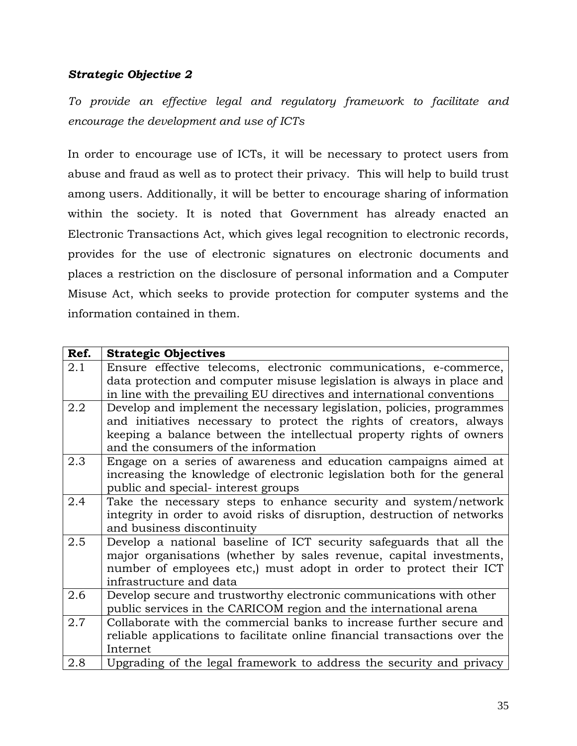***Strategic Objective 2***

*To provide an effective legal and regulatory framework to facilitate and encourage the development and use of ICTs*

In order to encourage use of ICTs, it will be necessary to protect users from abuse and fraud as well as to protect their privacy. This will help to build trust among users. Additionally, it will be better to encourage sharing of information within the society. It is noted that Government has already enacted an Electronic Transactions Act, which gives legal recognition to electronic records, provides for the use of electronic signatures on electronic documents and places a restriction on the disclosure of personal information and a Computer Misuse Act, which seeks to provide protection for computer systems and the information contained in them.

| Ref. | Strategic Objectives |
|---|---|
| 2.1 | Ensure effective telecoms, electronic communications, e-commerce, data protection and computer misuse legislation is always in place and in line with the prevailing EU directives and international conventions |
| 2.2 | Develop and implement the necessary legislation, policies, programmes and initiatives necessary to protect the rights of creators, always keeping a balance between the intellectual property rights of owners and the consumers of the information |
| 2.3 | Engage on a series of awareness and education campaigns aimed at increasing the knowledge of electronic legislation both for the general public and special- interest groups |
| 2.4 | Take the necessary steps to enhance security and system/network integrity in order to avoid risks of disruption, destruction of networks and business discontinuity |
| 2.5 | Develop a national baseline of ICT security safeguards that all the major organisations (whether by sales revenue, capital investments, number of employees etc,) must adopt in order to protect their ICT infrastructure and data |
| 2.6 | Develop secure and trustworthy electronic communications with other public services in the CARICOM region and the international arena |
| 2.7 | Collaborate with the commercial banks to increase further secure and reliable applications to facilitate online financial transactions over the Internet |
| 2.8 | Upgrading of the legal framework to address the security and privacy |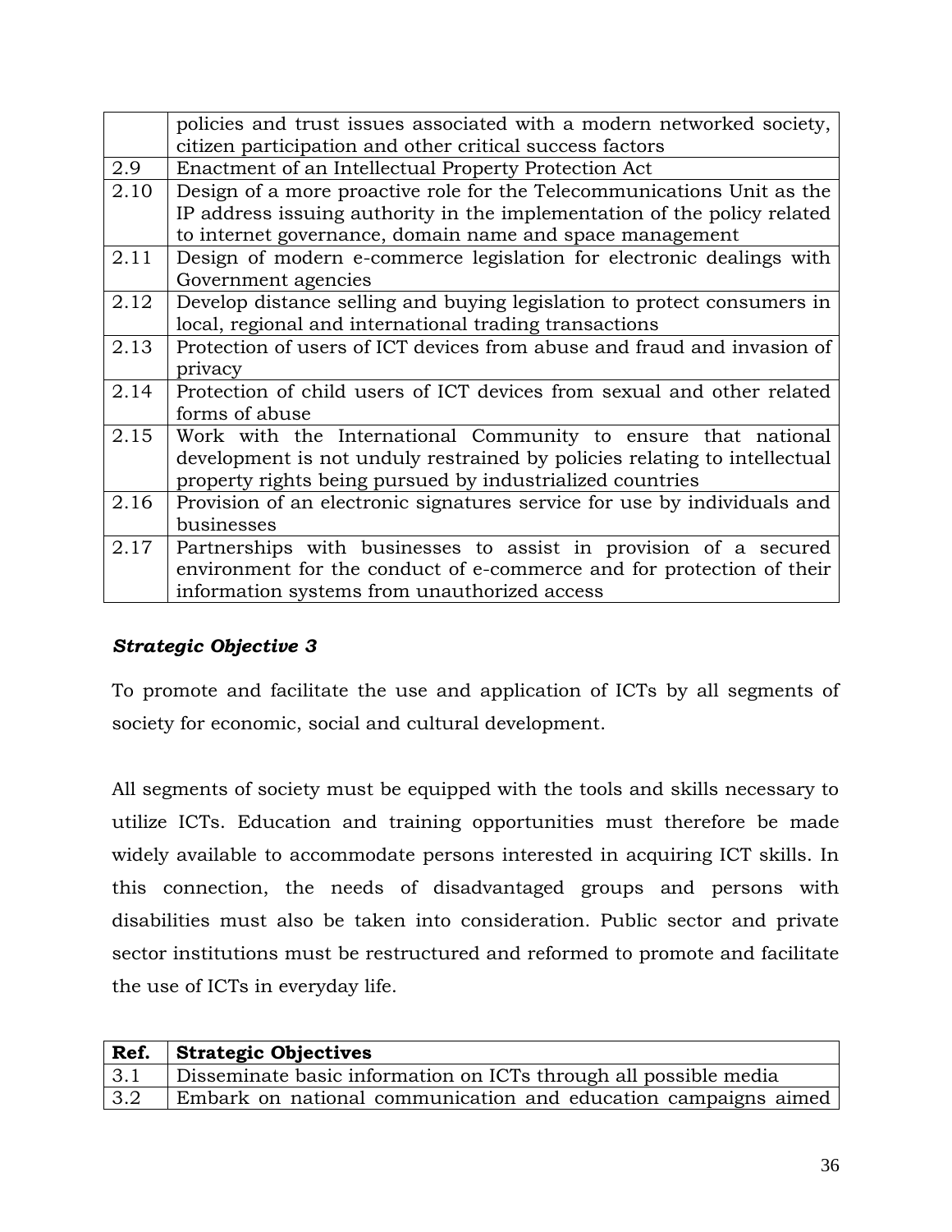| | |
|---|---|
| | policies and trust issues associated with a modern networked society, citizen participation and other critical success factors |
| 2.9 | Enactment of an Intellectual Property Protection Act |
| 2.10 | Design of a more proactive role for the Telecommunications Unit as the IP address issuing authority in the implementation of the policy related to internet governance, domain name and space management |
| 2.11 | Design of modern e-commerce legislation for electronic dealings with Government agencies |
| 2.12 | Develop distance selling and buying legislation to protect consumers in local, regional and international trading transactions |
| 2.13 | Protection of users of ICT devices from abuse and fraud and invasion of privacy |
| 2.14 | Protection of child users of ICT devices from sexual and other related forms of abuse |
| 2.15 | Work with the International Community to ensure that national development is not unduly restrained by policies relating to intellectual property rights being pursued by industrialized countries |
| 2.16 | Provision of an electronic signatures service for use by individuals and businesses |
| 2.17 | Partnerships with businesses to assist in provision of a secured environment for the conduct of e-commerce and for protection of their information systems from unauthorized access |

***Strategic Objective 3***

To promote and facilitate the use and application of ICTs by all segments of society for economic, social and cultural development.

All segments of society must be equipped with the tools and skills necessary to utilize ICTs. Education and training opportunities must therefore be made widely available to accommodate persons interested in acquiring ICT skills. In this connection, the needs of disadvantaged groups and persons with disabilities must also be taken into consideration. Public sector and private sector institutions must be restructured and reformed to promote and facilitate the use of ICTs in everyday life.

| **Ref.** | **Strategic Objectives** |
|---|---|
| 3.1 | Disseminate basic information on ICTs through all possible media |
| 3.2 | Embark on national communication and education campaigns aimed |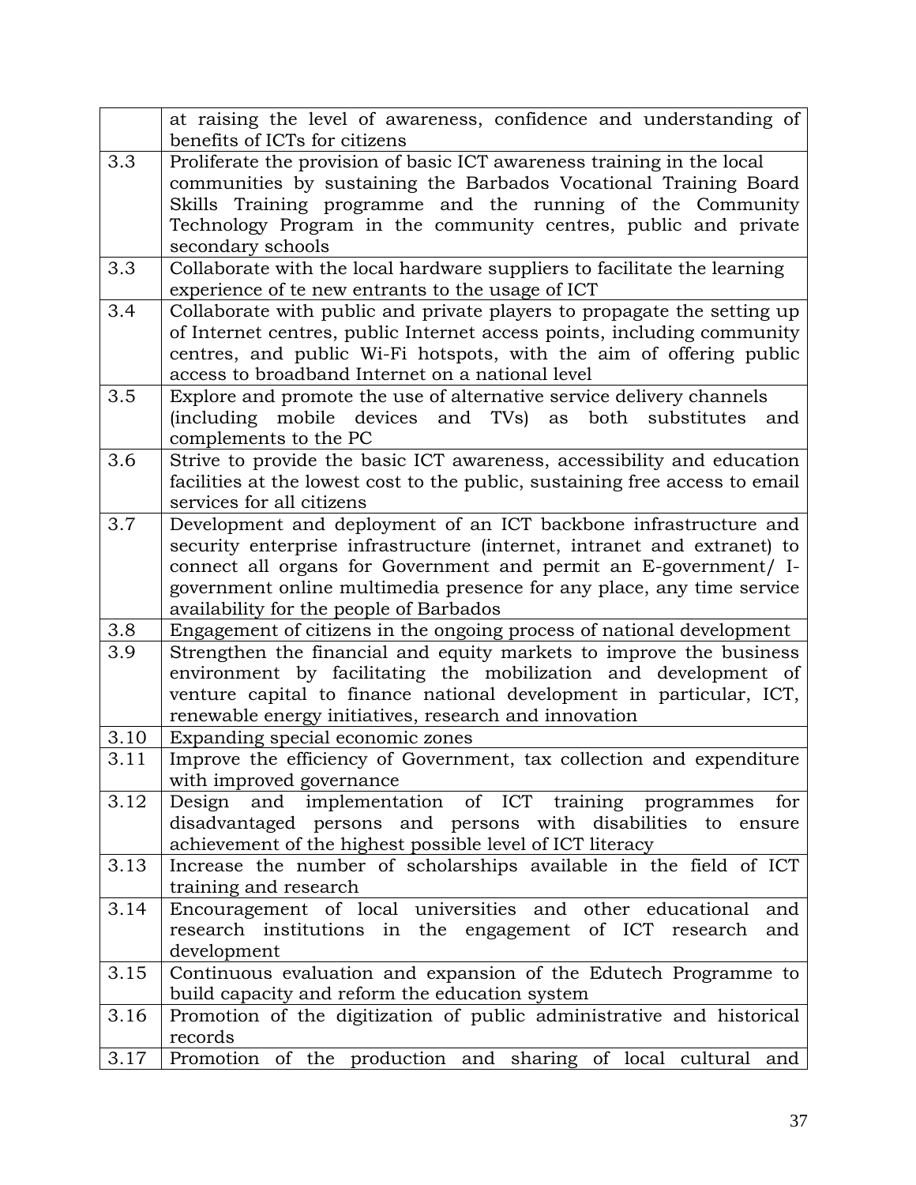| | |
|---|---|
| | at raising the level of awareness, confidence and understanding of benefits of ICTs for citizens |
| 3.3 | Proliferate the provision of basic ICT awareness training in the local communities by sustaining the Barbados Vocational Training Board Skills Training programme and the running of the Community Technology Program in the community centres, public and private secondary schools |
| 3.3 | Collaborate with the local hardware suppliers to facilitate the learning experience of te new entrants to the usage of ICT |
| 3.4 | Collaborate with public and private players to propagate the setting up of Internet centres, public Internet access points, including community centres, and public Wi-Fi hotspots, with the aim of offering public access to broadband Internet on a national level |
| 3.5 | Explore and promote the use of alternative service delivery channels (including mobile devices and TVs) as both substitutes and complements to the PC |
| 3.6 | Strive to provide the basic ICT awareness, accessibility and education facilities at the lowest cost to the public, sustaining free access to email services for all citizens |
| 3.7 | Development and deployment of an ICT backbone infrastructure and security enterprise infrastructure (internet, intranet and extranet) to connect all organs for Government and permit an E-government/ I-government online multimedia presence for any place, any time service availability for the people of Barbados |
| 3.8 | Engagement of citizens in the ongoing process of national development |
| 3.9 | Strengthen the financial and equity markets to improve the business environment by facilitating the mobilization and development of venture capital to finance national development in particular, ICT, renewable energy initiatives, research and innovation |
| 3.10 | Expanding special economic zones |
| 3.11 | Improve the efficiency of Government, tax collection and expenditure with improved governance |
| 3.12 | Design and implementation of ICT training programmes for disadvantaged persons and persons with disabilities to ensure achievement of the highest possible level of ICT literacy |
| 3.13 | Increase the number of scholarships available in the field of ICT training and research |
| 3.14 | Encouragement of local universities and other educational and research institutions in the engagement of ICT research and development |
| 3.15 | Continuous evaluation and expansion of the Edutech Programme to build capacity and reform the education system |
| 3.16 | Promotion of the digitization of public administrative and historical records |
| 3.17 | Promotion of the production and sharing of local cultural and |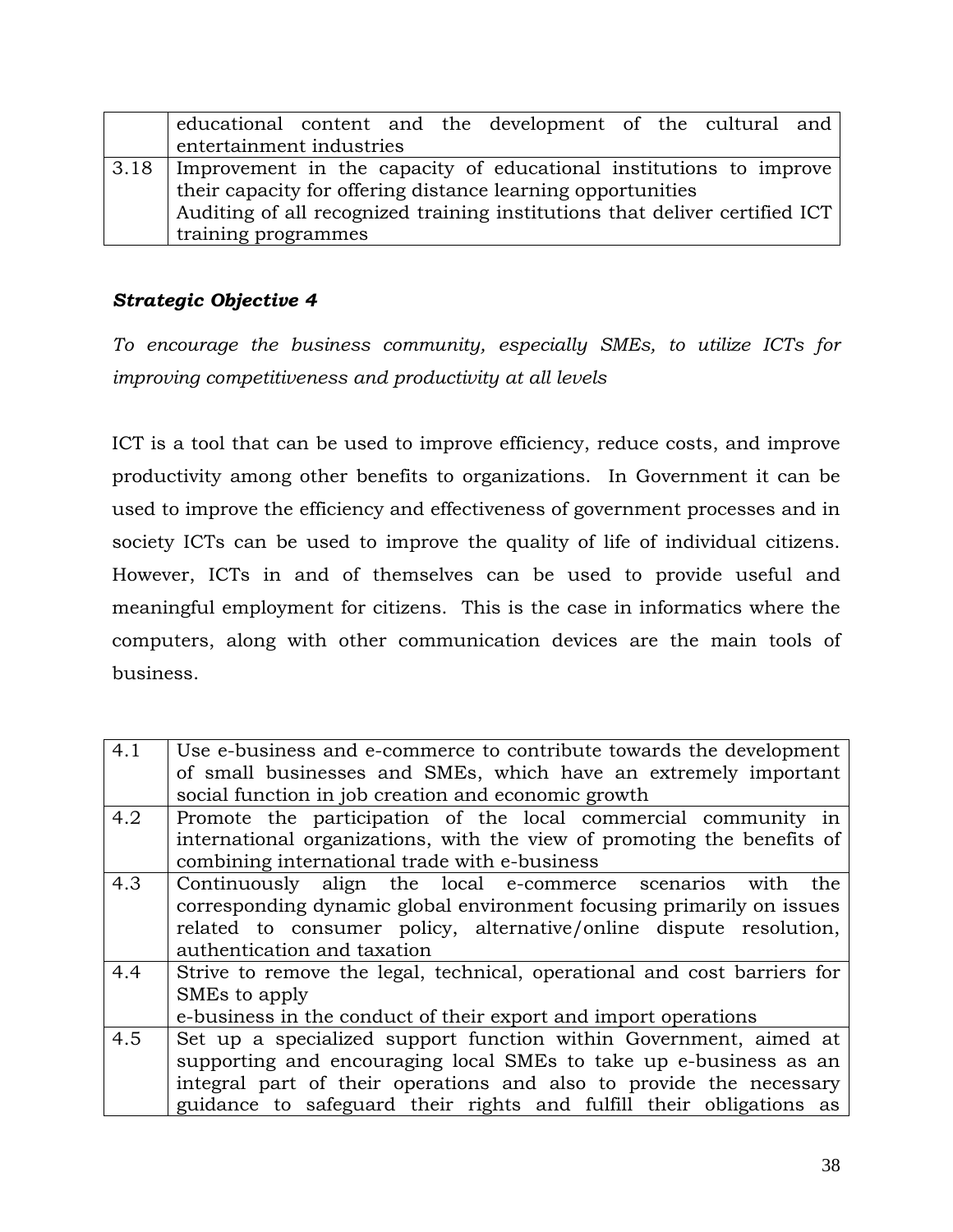| | |
|---|---|
| | educational content and the development of the cultural and entertainment industries |
| 3.18 | Improvement in the capacity of educational institutions to improve their capacity for offering distance learning opportunities<br>Auditing of all recognized training institutions that deliver certified ICT training programmes |

***Strategic Objective 4***

*To encourage the business community, especially SMEs, to utilize ICTs for improving competitiveness and productivity at all levels*

ICT is a tool that can be used to improve efficiency, reduce costs, and improve productivity among other benefits to organizations. In Government it can be used to improve the efficiency and effectiveness of government processes and in society ICTs can be used to improve the quality of life of individual citizens. However, ICTs in and of themselves can be used to provide useful and meaningful employment for citizens. This is the case in informatics where the computers, along with other communication devices are the main tools of business.

| | |
|---|---|
| 4.1 | Use e-business and e-commerce to contribute towards the development of small businesses and SMEs, which have an extremely important social function in job creation and economic growth |
| 4.2 | Promote the participation of the local commercial community in international organizations, with the view of promoting the benefits of combining international trade with e-business |
| 4.3 | Continuously align the local e-commerce scenarios with the corresponding dynamic global environment focusing primarily on issues related to consumer policy, alternative/online dispute resolution, authentication and taxation |
| 4.4 | Strive to remove the legal, technical, operational and cost barriers for SMEs to apply<br>e-business in the conduct of their export and import operations |
| 4.5 | Set up a specialized support function within Government, aimed at supporting and encouraging local SMEs to take up e-business as an integral part of their operations and also to provide the necessary guidance to safeguard their rights and fulfill their obligations as |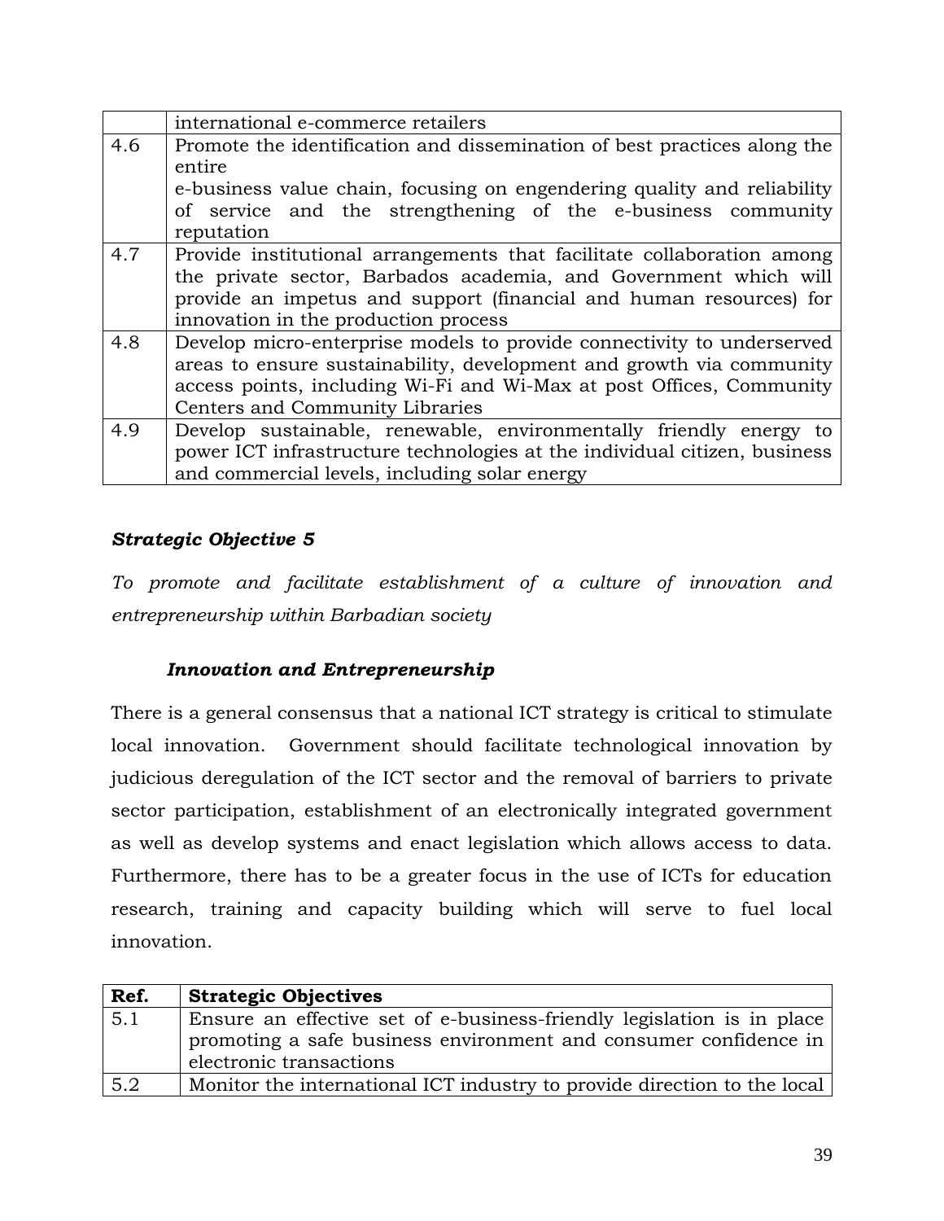| | |
|---|---|
| | international e-commerce retailers |
| 4.6 | Promote the identification and dissemination of best practices along the entire e-business value chain, focusing on engendering quality and reliability of service and the strengthening of the e-business community reputation |
| 4.7 | Provide institutional arrangements that facilitate collaboration among the private sector, Barbados academia, and Government which will provide an impetus and support (financial and human resources) for innovation in the production process |
| 4.8 | Develop micro-enterprise models to provide connectivity to underserved areas to ensure sustainability, development and growth via community access points, including Wi-Fi and Wi-Max at post Offices, Community Centers and Community Libraries |
| 4.9 | Develop sustainable, renewable, environmentally friendly energy to power ICT infrastructure technologies at the individual citizen, business and commercial levels, including solar energy |

***Strategic Objective 5***

*To promote and facilitate establishment of a culture of innovation and entrepreneurship within Barbadian society*

***Innovation and Entrepreneurship***

There is a general consensus that a national ICT strategy is critical to stimulate local innovation. Government should facilitate technological innovation by judicious deregulation of the ICT sector and the removal of barriers to private sector participation, establishment of an electronically integrated government as well as develop systems and enact legislation which allows access to data. Furthermore, there has to be a greater focus in the use of ICTs for education research, training and capacity building which will serve to fuel local innovation.

| Ref. | Strategic Objectives |
|---|---|
| 5.1 | Ensure an effective set of e-business-friendly legislation is in place promoting a safe business environment and consumer confidence in electronic transactions |
| 5.2 | Monitor the international ICT industry to provide direction to the local |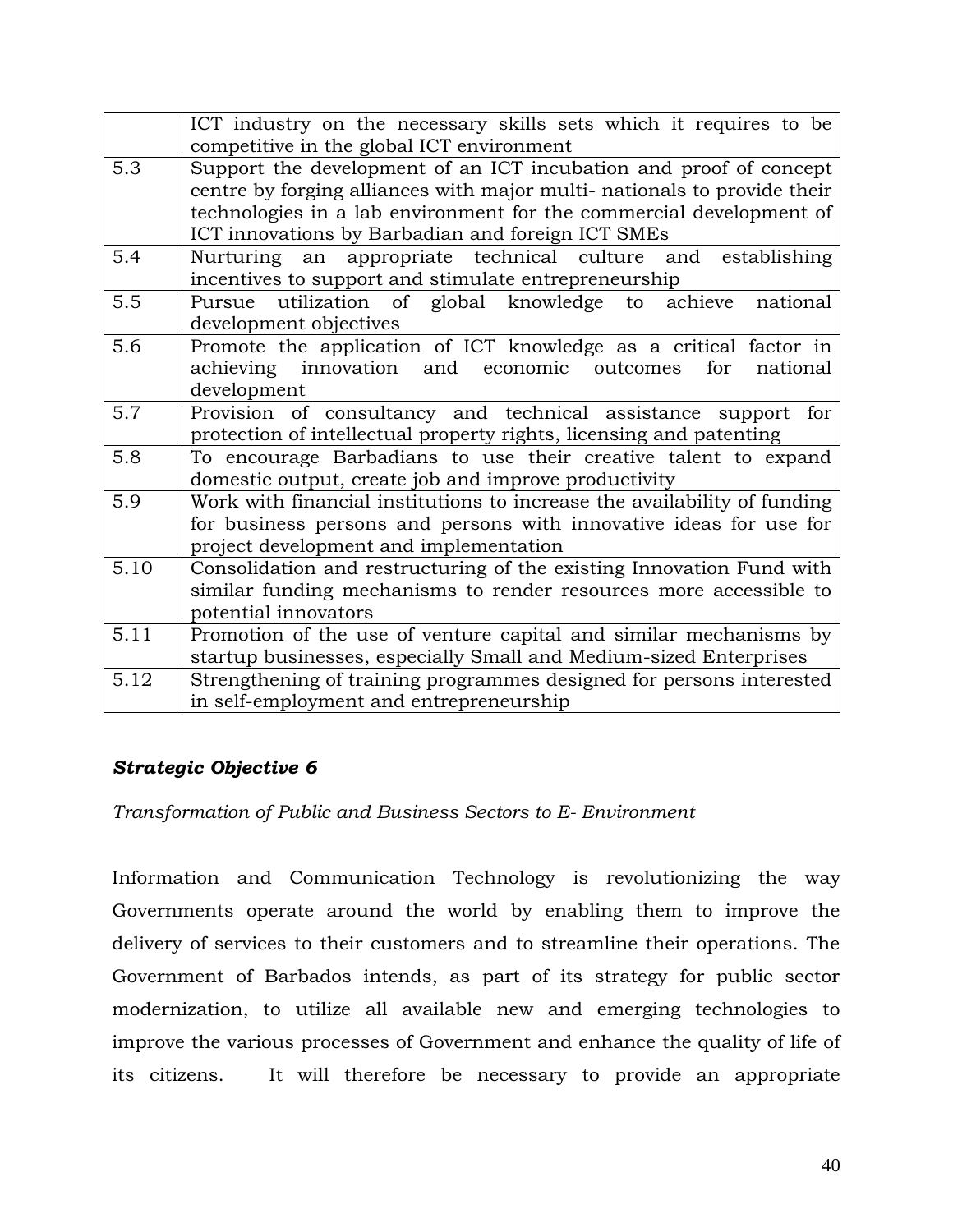| | |
|---|---|
| | ICT industry on the necessary skills sets which it requires to be competitive in the global ICT environment |
| 5.3 | Support the development of an ICT incubation and proof of concept centre by forging alliances with major multi- nationals to provide their technologies in a lab environment for the commercial development of ICT innovations by Barbadian and foreign ICT SMEs |
| 5.4 | Nurturing an appropriate technical culture and establishing incentives to support and stimulate entrepreneurship |
| 5.5 | Pursue utilization of global knowledge to achieve national development objectives |
| 5.6 | Promote the application of ICT knowledge as a critical factor in achieving innovation and economic outcomes for national development |
| 5.7 | Provision of consultancy and technical assistance support for protection of intellectual property rights, licensing and patenting |
| 5.8 | To encourage Barbadians to use their creative talent to expand domestic output, create job and improve productivity |
| 5.9 | Work with financial institutions to increase the availability of funding for business persons and persons with innovative ideas for use for project development and implementation |
| 5.10 | Consolidation and restructuring of the existing Innovation Fund with similar funding mechanisms to render resources more accessible to potential innovators |
| 5.11 | Promotion of the use of venture capital and similar mechanisms by startup businesses, especially Small and Medium-sized Enterprises |
| 5.12 | Strengthening of training programmes designed for persons interested in self-employment and entrepreneurship |

***Strategic Objective 6***

*Transformation of Public and Business Sectors to E- Environment*

Information and Communication Technology is revolutionizing the way Governments operate around the world by enabling them to improve the delivery of services to their customers and to streamline their operations. The Government of Barbados intends, as part of its strategy for public sector modernization, to utilize all available new and emerging technologies to improve the various processes of Government and enhance the quality of life of its citizens. It will therefore be necessary to provide an appropriate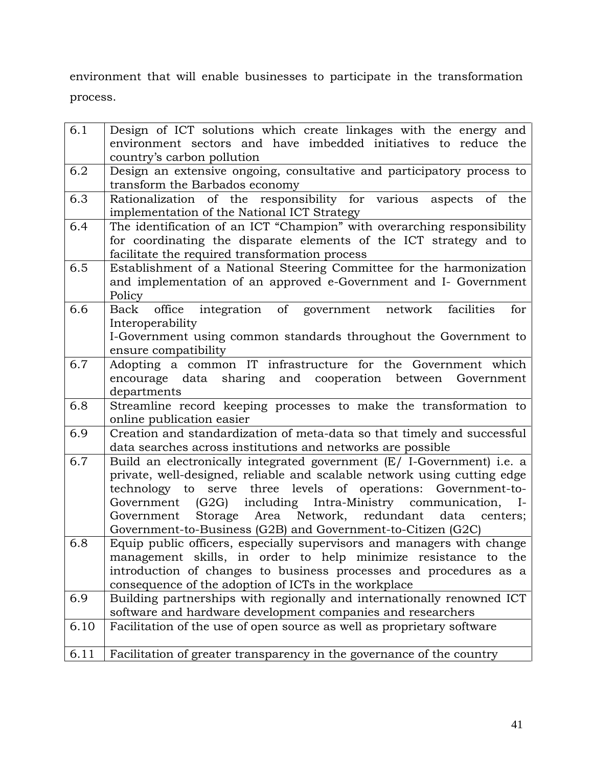environment that will enable businesses to participate in the transformation process.

| | |
|---|---|
| 6.1 | Design of ICT solutions which create linkages with the energy and environment sectors and have imbedded initiatives to reduce the country's carbon pollution |
| 6.2 | Design an extensive ongoing, consultative and participatory process to transform the Barbados economy |
| 6.3 | Rationalization of the responsibility for various aspects of the implementation of the National ICT Strategy |
| 6.4 | The identification of an ICT "Champion" with overarching responsibility for coordinating the disparate elements of the ICT strategy and to facilitate the required transformation process |
| 6.5 | Establishment of a National Steering Committee for the harmonization and implementation of an approved e-Government and I- Government Policy |
| 6.6 | Back office integration of government network facilities for Interoperability<br>I-Government using common standards throughout the Government to ensure compatibility |
| 6.7 | Adopting a common IT infrastructure for the Government which encourage data sharing and cooperation between Government departments |
| 6.8 | Streamline record keeping processes to make the transformation to online publication easier |
| 6.9 | Creation and standardization of meta-data so that timely and successful data searches across institutions and networks are possible |
| 6.7 | Build an electronically integrated government (E/ I-Government) i.e. a private, well-designed, reliable and scalable network using cutting edge technology to serve three levels of operations: Government-to-Government (G2G) including Intra-Ministry communication, I-Government Storage Area Network, redundant data centers; Government-to-Business (G2B) and Government-to-Citizen (G2C) |
| 6.8 | Equip public officers, especially supervisors and managers with change management skills, in order to help minimize resistance to the introduction of changes to business processes and procedures as a consequence of the adoption of ICTs in the workplace |
| 6.9 | Building partnerships with regionally and internationally renowned ICT software and hardware development companies and researchers |
| 6.10 | Facilitation of the use of open source as well as proprietary software |
| 6.11 | Facilitation of greater transparency in the governance of the country |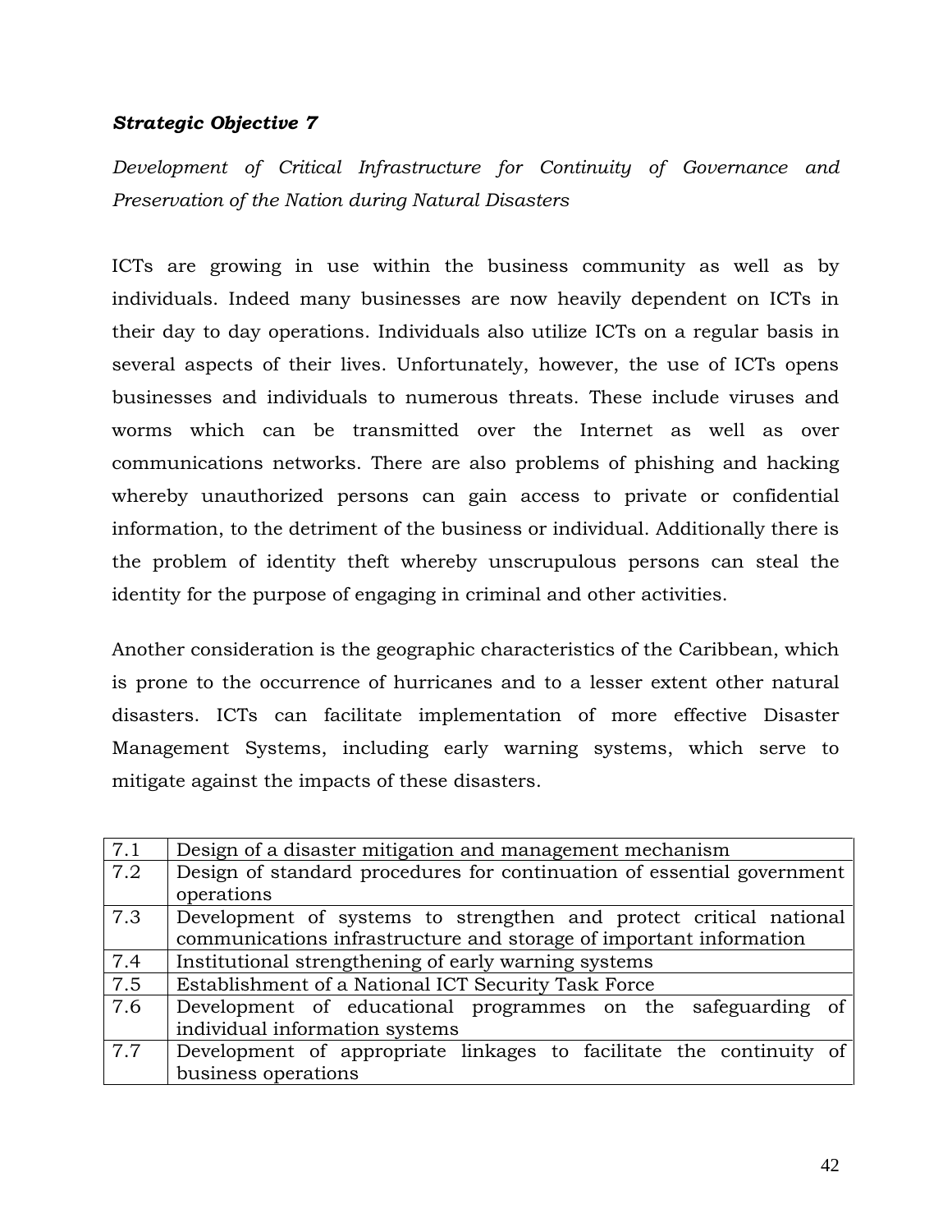***Strategic Objective 7***

*Development of Critical Infrastructure for Continuity of Governance and Preservation of the Nation during Natural Disasters*

ICTs are growing in use within the business community as well as by individuals. Indeed many businesses are now heavily dependent on ICTs in their day to day operations. Individuals also utilize ICTs on a regular basis in several aspects of their lives. Unfortunately, however, the use of ICTs opens businesses and individuals to numerous threats. These include viruses and worms which can be transmitted over the Internet as well as over communications networks. There are also problems of phishing and hacking whereby unauthorized persons can gain access to private or confidential information, to the detriment of the business or individual. Additionally there is the problem of identity theft whereby unscrupulous persons can steal the identity for the purpose of engaging in criminal and other activities.

Another consideration is the geographic characteristics of the Caribbean, which is prone to the occurrence of hurricanes and to a lesser extent other natural disasters. ICTs can facilitate implementation of more effective Disaster Management Systems, including early warning systems, which serve to mitigate against the impacts of these disasters.

| | |
|---|---|
| 7.1 | Design of a disaster mitigation and management mechanism |
| 7.2 | Design of standard procedures for continuation of essential government operations |
| 7.3 | Development of systems to strengthen and protect critical national communications infrastructure and storage of important information |
| 7.4 | Institutional strengthening of early warning systems |
| 7.5 | Establishment of a National ICT Security Task Force |
| 7.6 | Development of educational programmes on the safeguarding of individual information systems |
| 7.7 | Development of appropriate linkages to facilitate the continuity of business operations |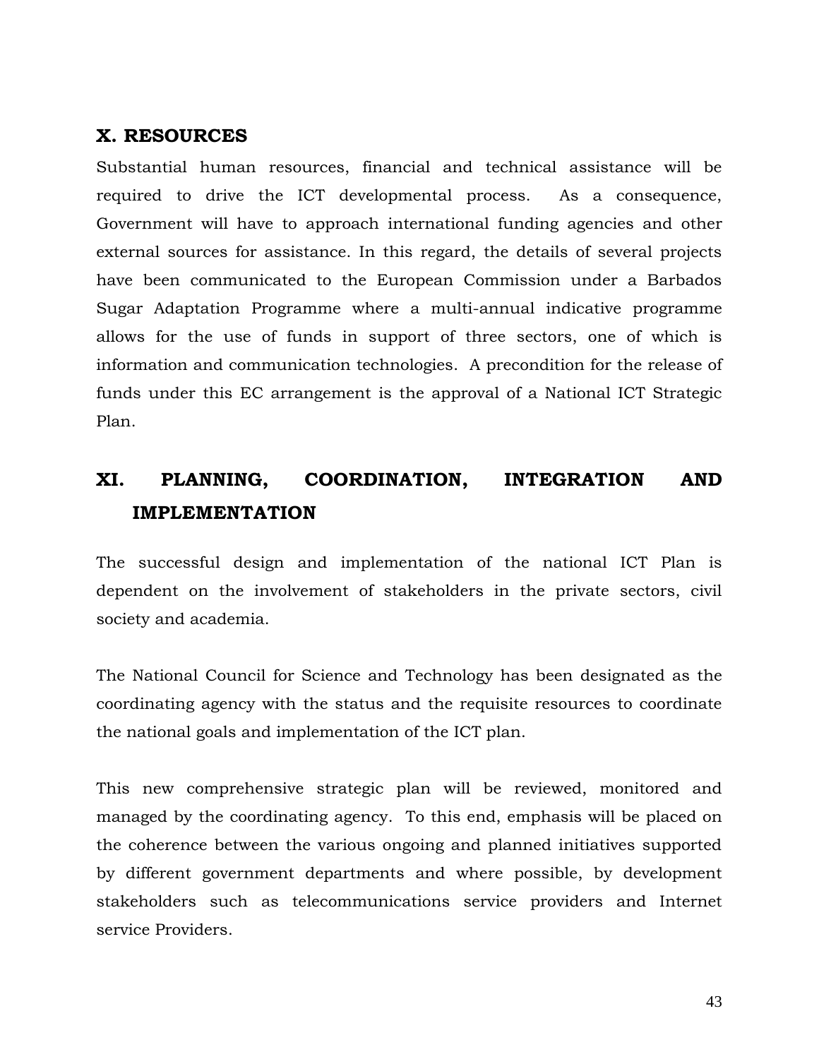## X. RESOURCES

Substantial human resources, financial and technical assistance will be required to drive the ICT developmental process. As a consequence, Government will have to approach international funding agencies and other external sources for assistance. In this regard, the details of several projects have been communicated to the European Commission under a Barbados Sugar Adaptation Programme where a multi-annual indicative programme allows for the use of funds in support of three sectors, one of which is information and communication technologies. A precondition for the release of funds under this EC arrangement is the approval of a National ICT Strategic Plan.

## XI. PLANNING, COORDINATION, INTEGRATION AND IMPLEMENTATION

The successful design and implementation of the national ICT Plan is dependent on the involvement of stakeholders in the private sectors, civil society and academia.

The National Council for Science and Technology has been designated as the coordinating agency with the status and the requisite resources to coordinate the national goals and implementation of the ICT plan.

This new comprehensive strategic plan will be reviewed, monitored and managed by the coordinating agency. To this end, emphasis will be placed on the coherence between the various ongoing and planned initiatives supported by different government departments and where possible, by development stakeholders such as telecommunications service providers and Internet service Providers.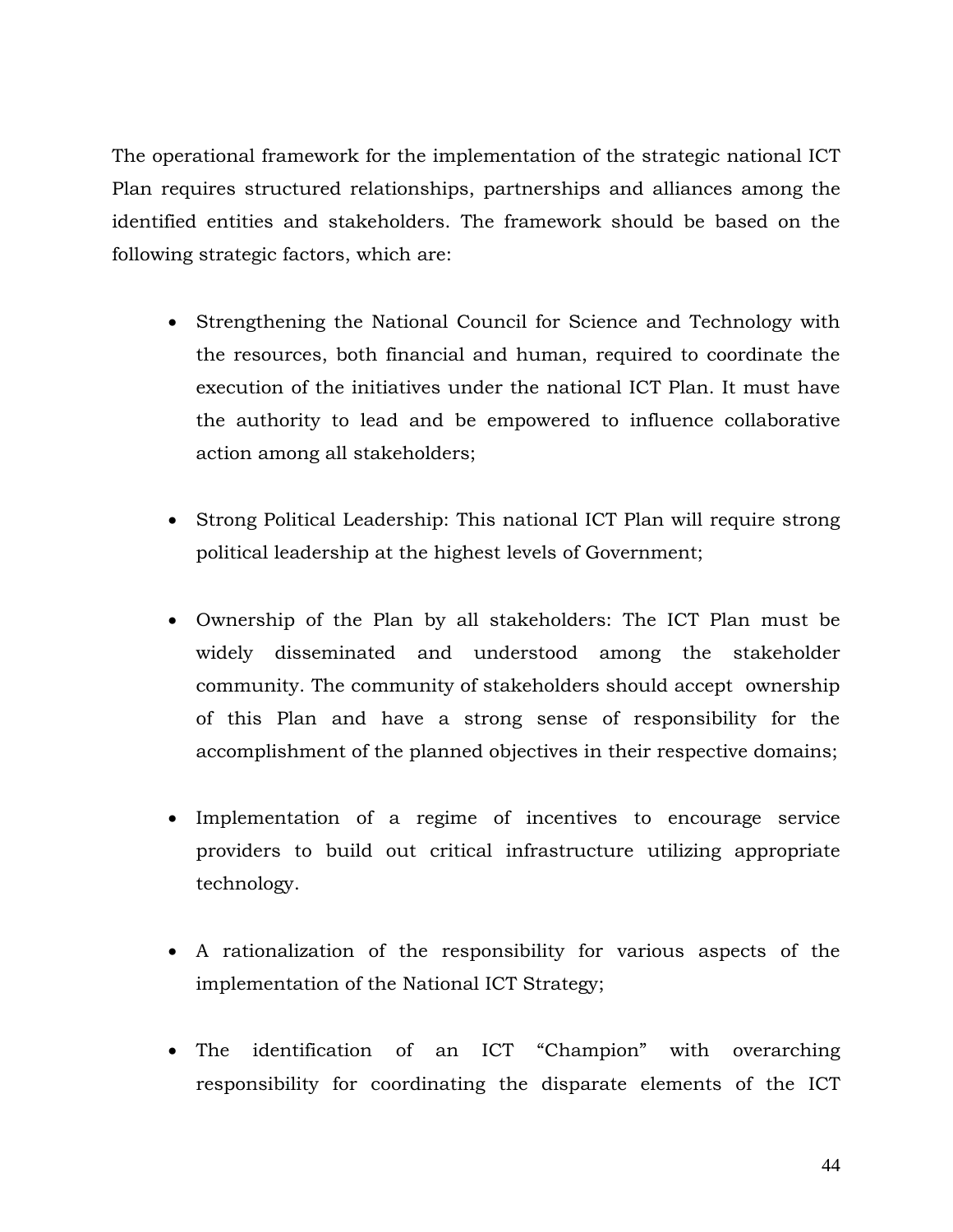The operational framework for the implementation of the strategic national ICT Plan requires structured relationships, partnerships and alliances among the identified entities and stakeholders. The framework should be based on the following strategic factors, which are:

- Strengthening the National Council for Science and Technology with the resources, both financial and human, required to coordinate the execution of the initiatives under the national ICT Plan. It must have the authority to lead and be empowered to influence collaborative action among all stakeholders;

- Strong Political Leadership: This national ICT Plan will require strong political leadership at the highest levels of Government;

- Ownership of the Plan by all stakeholders: The ICT Plan must be widely disseminated and understood among the stakeholder community. The community of stakeholders should accept ownership of this Plan and have a strong sense of responsibility for the accomplishment of the planned objectives in their respective domains;

- Implementation of a regime of incentives to encourage service providers to build out critical infrastructure utilizing appropriate technology.

- A rationalization of the responsibility for various aspects of the implementation of the National ICT Strategy;

- The identification of an ICT "Champion" with overarching responsibility for coordinating the disparate elements of the ICT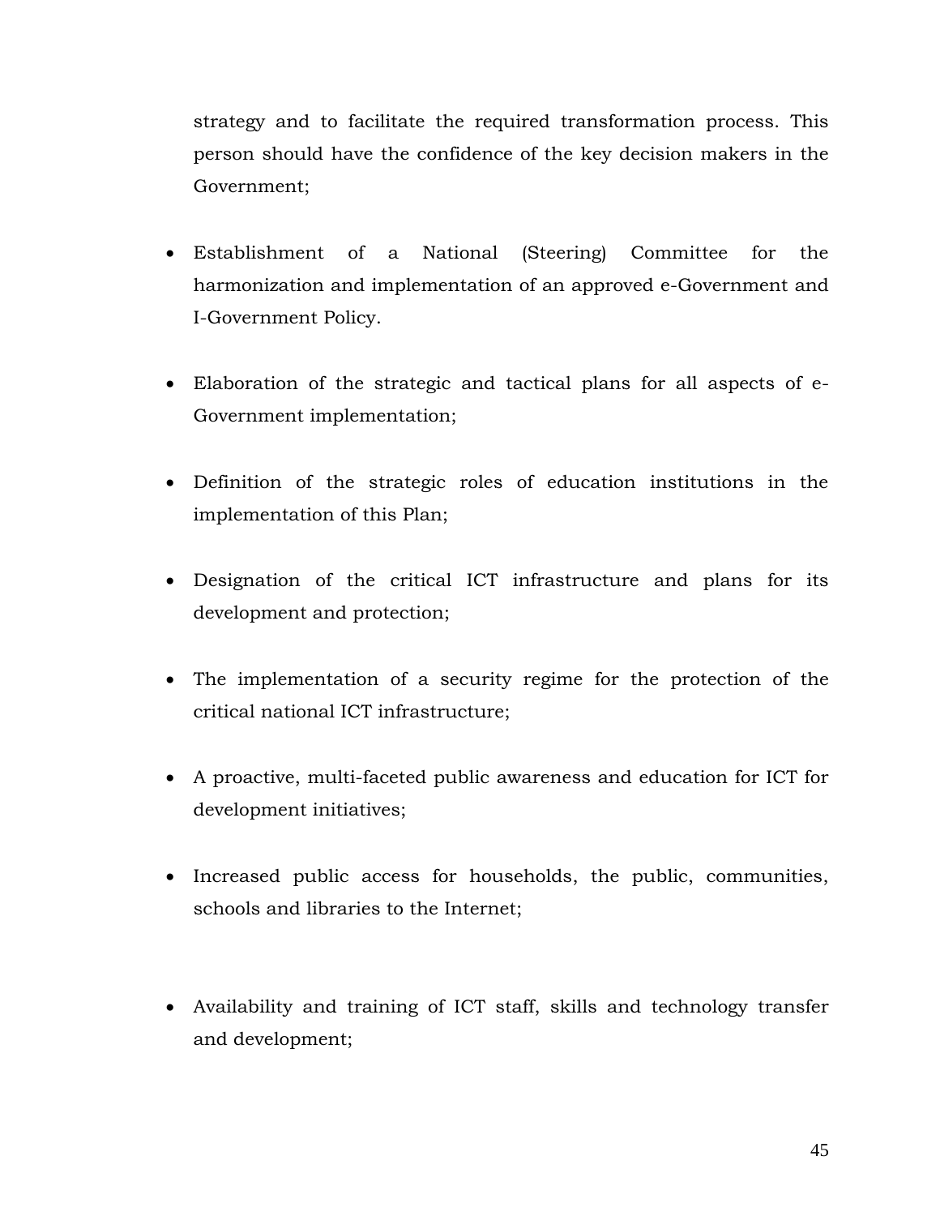strategy and to facilitate the required transformation process. This person should have the confidence of the key decision makers in the Government;

- Establishment of a National (Steering) Committee for the harmonization and implementation of an approved e-Government and I-Government Policy.

- Elaboration of the strategic and tactical plans for all aspects of e-Government implementation;

- Definition of the strategic roles of education institutions in the implementation of this Plan;

- Designation of the critical ICT infrastructure and plans for its development and protection;

- The implementation of a security regime for the protection of the critical national ICT infrastructure;

- A proactive, multi-faceted public awareness and education for ICT for development initiatives;

- Increased public access for households, the public, communities, schools and libraries to the Internet;

- Availability and training of ICT staff, skills and technology transfer and development;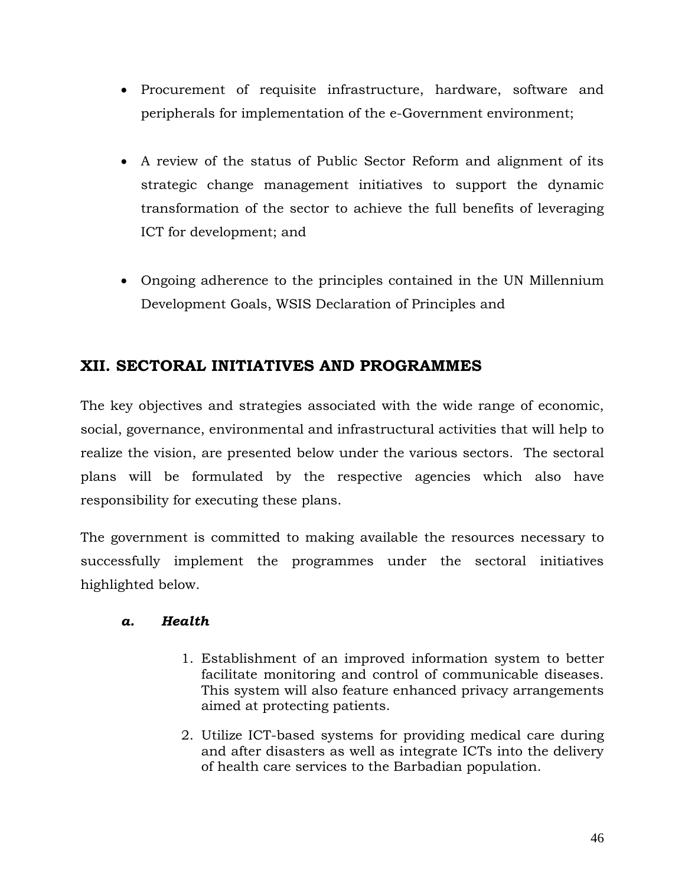- Procurement of requisite infrastructure, hardware, software and peripherals for implementation of the e-Government environment;

- A review of the status of Public Sector Reform and alignment of its strategic change management initiatives to support the dynamic transformation of the sector to achieve the full benefits of leveraging ICT for development; and

- Ongoing adherence to the principles contained in the UN Millennium Development Goals, WSIS Declaration of Principles and

## XII. SECTORAL INITIATIVES AND PROGRAMMES

The key objectives and strategies associated with the wide range of economic, social, governance, environmental and infrastructural activities that will help to realize the vision, are presented below under the various sectors. The sectoral plans will be formulated by the respective agencies which also have responsibility for executing these plans.

The government is committed to making available the resources necessary to successfully implement the programmes under the sectoral initiatives highlighted below.

### *a. Health*

1. Establishment of an improved information system to better facilitate monitoring and control of communicable diseases. This system will also feature enhanced privacy arrangements aimed at protecting patients.
2. Utilize ICT-based systems for providing medical care during and after disasters as well as integrate ICTs into the delivery of health care services to the Barbadian population.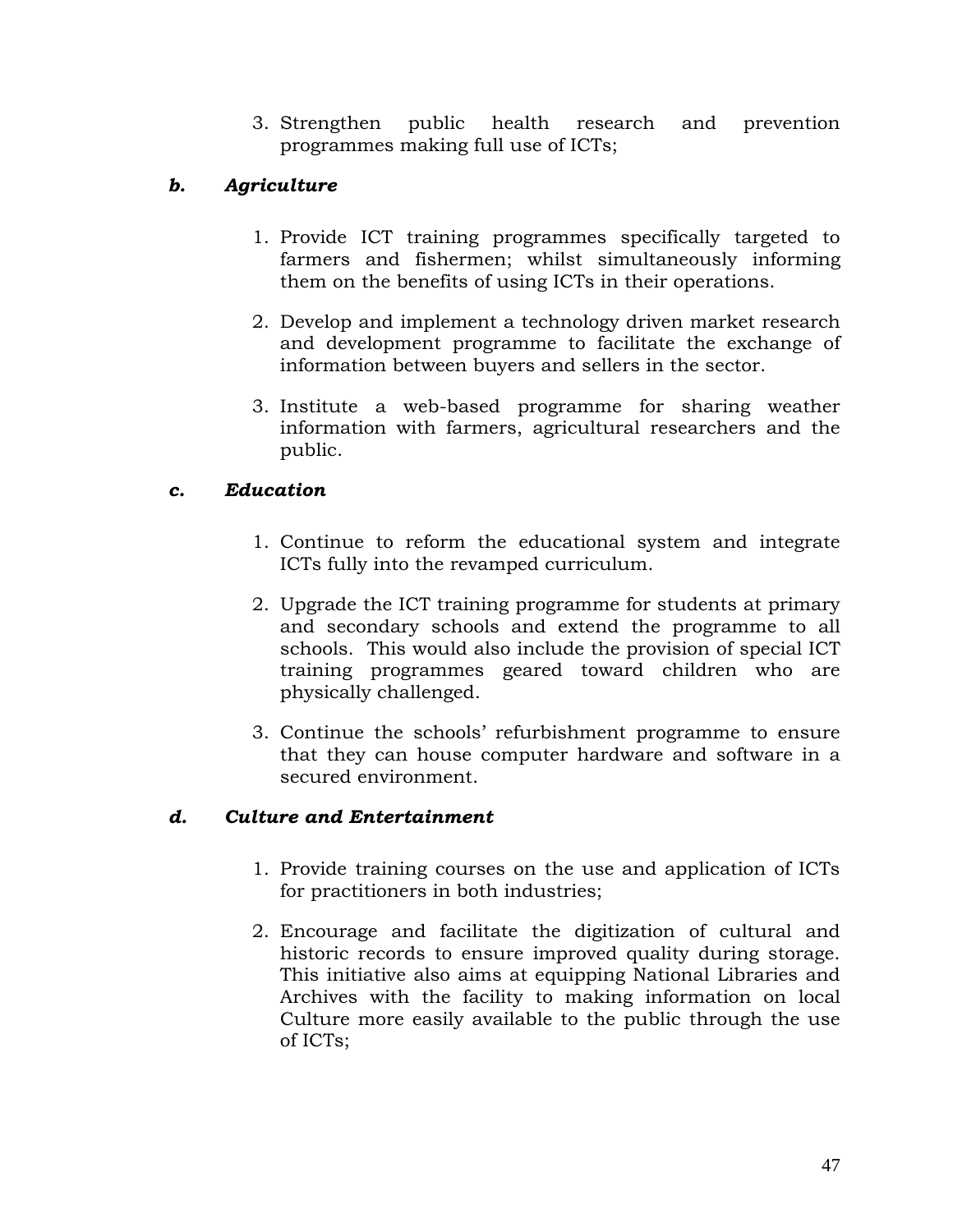3. Strengthen public health research and prevention programmes making full use of ICTs;

***b. Agriculture***

1. Provide ICT training programmes specifically targeted to farmers and fishermen; whilst simultaneously informing them on the benefits of using ICTs in their operations.

2. Develop and implement a technology driven market research and development programme to facilitate the exchange of information between buyers and sellers in the sector.

3. Institute a web-based programme for sharing weather information with farmers, agricultural researchers and the public.

***c. Education***

1. Continue to reform the educational system and integrate ICTs fully into the revamped curriculum.

2. Upgrade the ICT training programme for students at primary and secondary schools and extend the programme to all schools. This would also include the provision of special ICT training programmes geared toward children who are physically challenged.

3. Continue the schools' refurbishment programme to ensure that they can house computer hardware and software in a secured environment.

***d. Culture and Entertainment***

1. Provide training courses on the use and application of ICTs for practitioners in both industries;

2. Encourage and facilitate the digitization of cultural and historic records to ensure improved quality during storage. This initiative also aims at equipping National Libraries and Archives with the facility to making information on local Culture more easily available to the public through the use of ICTs;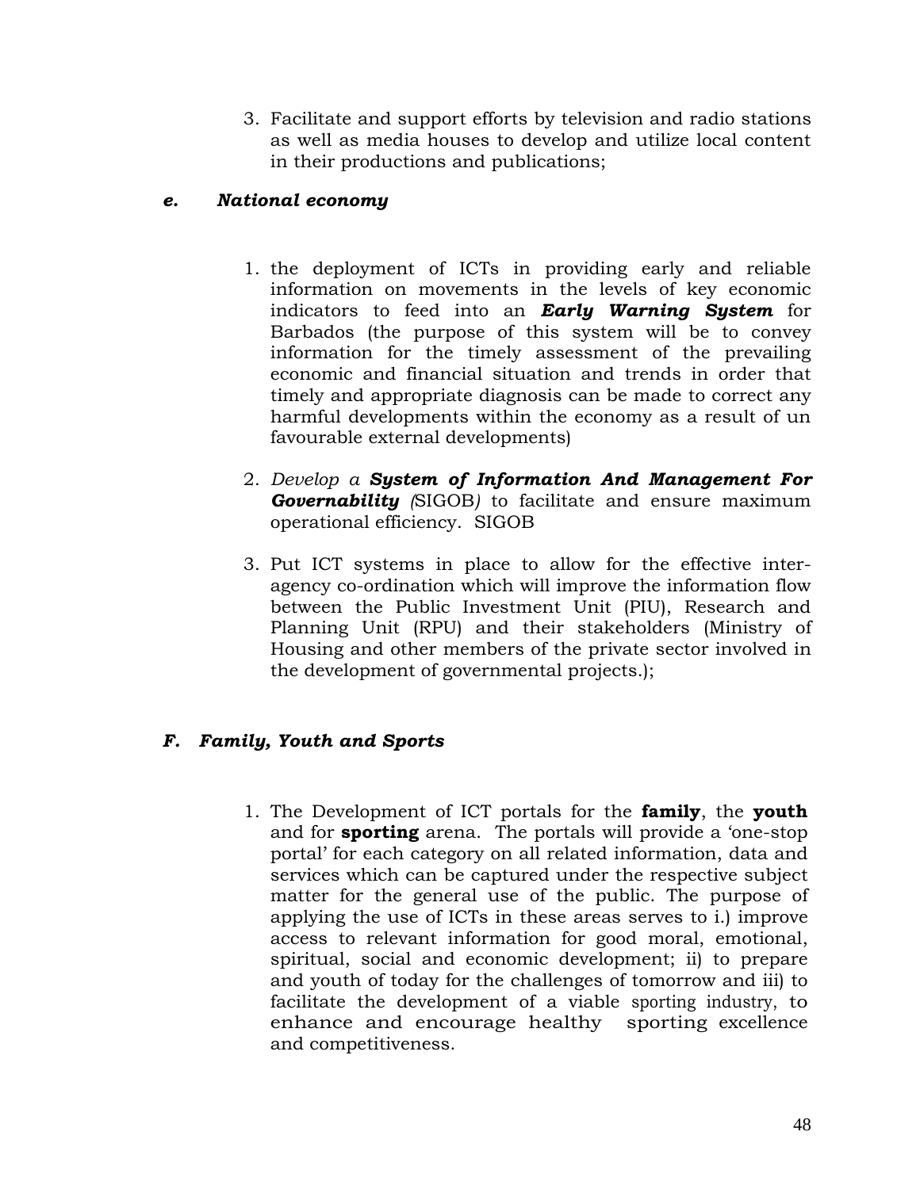3. Facilitate and support efforts by television and radio stations as well as media houses to develop and utilize local content in their productions and publications;

### *e. National economy*

1. the deployment of ICTs in providing early and reliable information on movements in the levels of key economic indicators to feed into an ***Early Warning System*** for Barbados (the purpose of this system will be to convey information for the timely assessment of the prevailing economic and financial situation and trends in order that timely and appropriate diagnosis can be made to correct any harmful developments within the economy as a result of un favourable external developments)

2. *Develop a* ***System of Information And Management For Governability*** *(*SIGOB*)* to facilitate and ensure maximum operational efficiency. SIGOB

3. Put ICT systems in place to allow for the effective inter-agency co-ordination which will improve the information flow between the Public Investment Unit (PIU), Research and Planning Unit (RPU) and their stakeholders (Ministry of Housing and other members of the private sector involved in the development of governmental projects.);

### *F. Family, Youth and Sports*

1. The Development of ICT portals for the **family**, the **youth** and for **sporting** arena. The portals will provide a 'one-stop portal' for each category on all related information, data and services which can be captured under the respective subject matter for the general use of the public. The purpose of applying the use of ICTs in these areas serves to i.) improve access to relevant information for good moral, emotional, spiritual, social and economic development; ii) to prepare and youth of today for the challenges of tomorrow and iii) to facilitate the development of a viable sporting industry, to enhance and encourage healthy sporting excellence and competitiveness.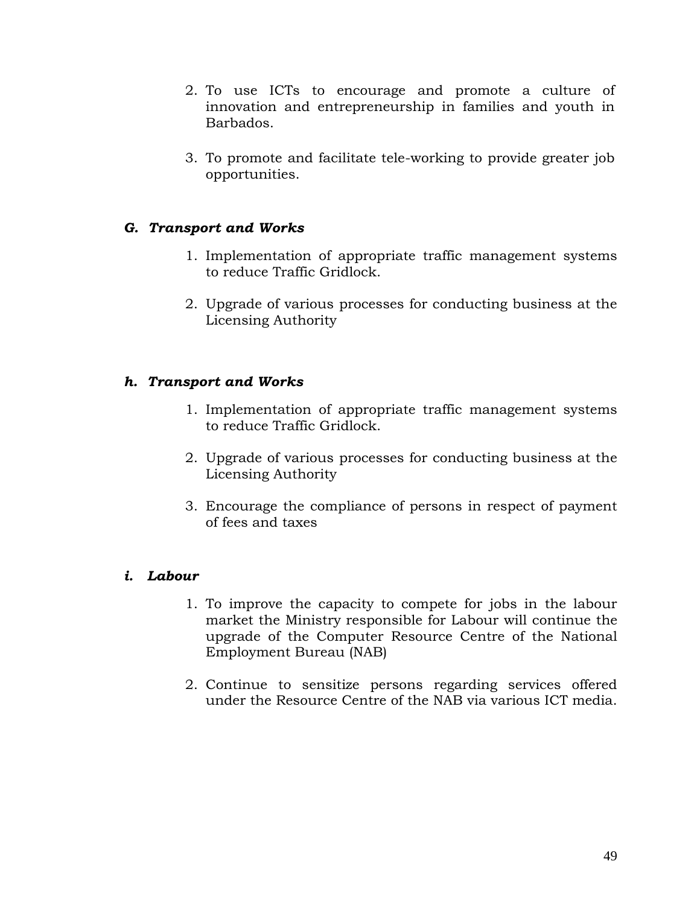2. To use ICTs to encourage and promote a culture of innovation and entrepreneurship in families and youth in Barbados.

3. To promote and facilitate tele-working to provide greater job opportunities.

### *G. Transport and Works*

1. Implementation of appropriate traffic management systems to reduce Traffic Gridlock.

2. Upgrade of various processes for conducting business at the Licensing Authority

### *h. Transport and Works*

1. Implementation of appropriate traffic management systems to reduce Traffic Gridlock.

2. Upgrade of various processes for conducting business at the Licensing Authority

3. Encourage the compliance of persons in respect of payment of fees and taxes

### *i. Labour*

1. To improve the capacity to compete for jobs in the labour market the Ministry responsible for Labour will continue the upgrade of the Computer Resource Centre of the National Employment Bureau (NAB)

2. Continue to sensitize persons regarding services offered under the Resource Centre of the NAB via various ICT media.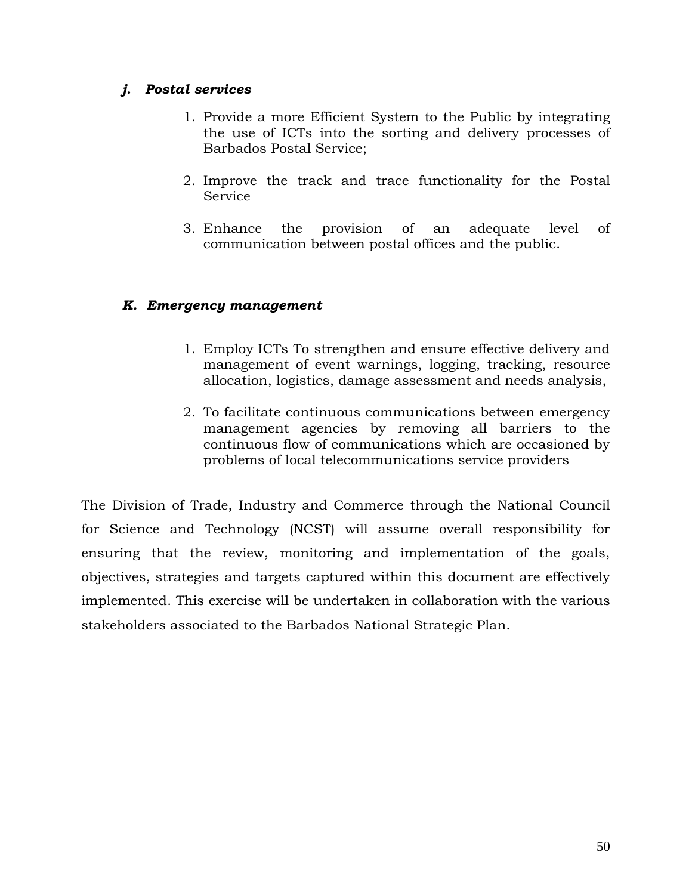### *j. Postal services*

1. Provide a more Efficient System to the Public by integrating the use of ICTs into the sorting and delivery processes of Barbados Postal Service;

2. Improve the track and trace functionality for the Postal Service

3. Enhance the provision of an adequate level of communication between postal offices and the public.

### *K. Emergency management*

1. Employ ICTs To strengthen and ensure effective delivery and management of event warnings, logging, tracking, resource allocation, logistics, damage assessment and needs analysis,

2. To facilitate continuous communications between emergency management agencies by removing all barriers to the continuous flow of communications which are occasioned by problems of local telecommunications service providers

The Division of Trade, Industry and Commerce through the National Council for Science and Technology (NCST) will assume overall responsibility for ensuring that the review, monitoring and implementation of the goals, objectives, strategies and targets captured within this document are effectively implemented. This exercise will be undertaken in collaboration with the various stakeholders associated to the Barbados National Strategic Plan.